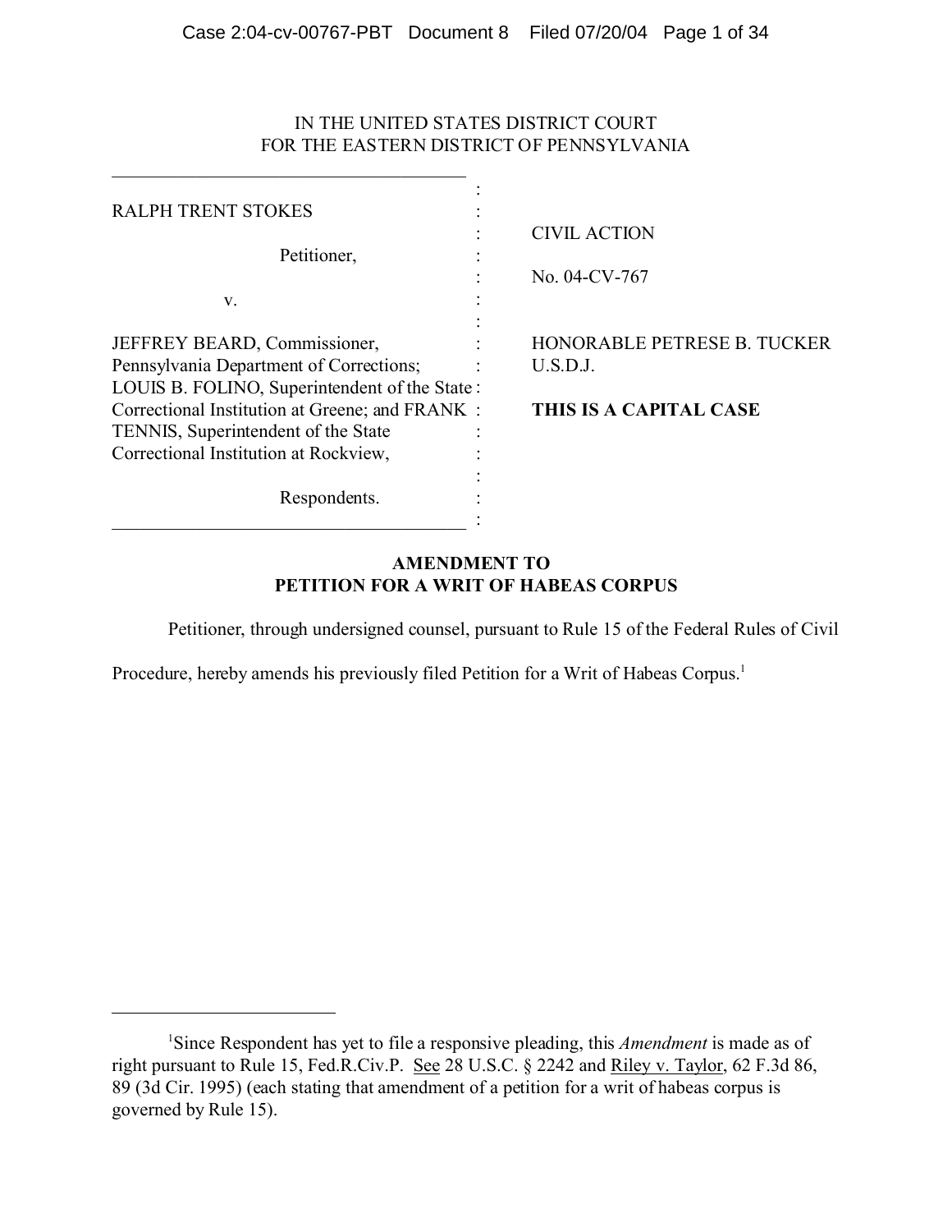IN THE UNITED STATES DISTRICT COURT
FOR THE EASTERN DISTRICT OF PENNSYLVANIA

| | |
|---|---|
| RALPH TRENT STOKES | CIVIL ACTION |
| Petitioner, | No. 04-CV-767 |
| v. | |
| JEFFREY BEARD, Commissioner, Pennsylvania Department of Corrections; LOUIS B. FOLINO, Superintendent of the State Correctional Institution at Greene; and FRANK TENNIS, Superintendent of the State Correctional Institution at Rockview, | HONORABLE PETRESE B. TUCKER U.S.D.J. |
| Respondents. | **THIS IS A CAPITAL CASE** |

**AMENDMENT TO**
**PETITION FOR A WRIT OF HABEAS CORPUS**

Petitioner, through undersigned counsel, pursuant to Rule 15 of the Federal Rules of Civil Procedure, hereby amends his previously filed Petition for a Writ of Habeas Corpus.[1]

---

[1]Since Respondent has yet to file a responsive pleading, this *Amendment* is made as of right pursuant to Rule 15, Fed.R.Civ.P. See 28 U.S.C. § 2242 and Riley v. Taylor, 62 F.3d 86, 89 (3d Cir. 1995) (each stating that amendment of a petition for a writ of habeas corpus is governed by Rule 15).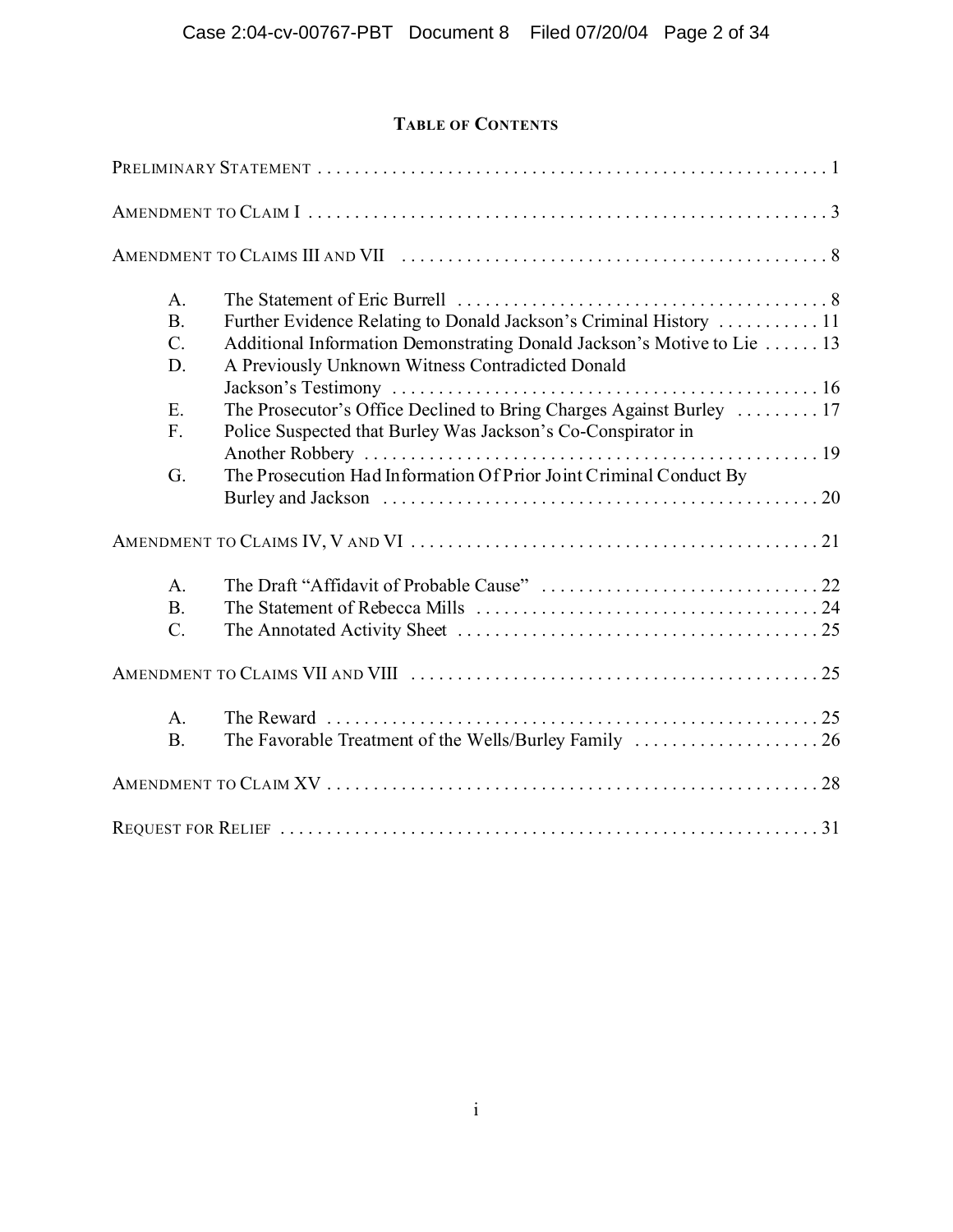## Table of Contents

Preliminary Statement . . . . . . . . . . . . . . . . . . . . . . . . . . . . . . . . . . . . . . . . . . . . . . . . . . . . . . . 1

Amendment to Claim I . . . . . . . . . . . . . . . . . . . . . . . . . . . . . . . . . . . . . . . . . . . . . . . . . . . . . . . . . 3

Amendment to Claims III and VII . . . . . . . . . . . . . . . . . . . . . . . . . . . . . . . . . . . . . . . . . . . . . . . 8

- A. The Statement of Eric Burrell . . . . . . . . . . . . . . . . . . . . . . . . . . . . . . . . . . . . . . . . 8
- B. Further Evidence Relating to Donald Jackson's Criminal History . . . . . . . . . . . 11
- C. Additional Information Demonstrating Donald Jackson's Motive to Lie . . . . . . 13
- D. A Previously Unknown Witness Contradicted Donald Jackson's Testimony . . . . . . . . . . . . . . . . . . . . . . . . . . . . . . . . . . . . . . . . . . . . . . . 16
- E. The Prosecutor's Office Declined to Bring Charges Against Burley . . . . . . . . . 17
- F. Police Suspected that Burley Was Jackson's Co-Conspirator in Another Robbery . . . . . . . . . . . . . . . . . . . . . . . . . . . . . . . . . . . . . . . . . . . . . . . . . 19
- G. The Prosecution Had Information Of Prior Joint Criminal Conduct By Burley and Jackson . . . . . . . . . . . . . . . . . . . . . . . . . . . . . . . . . . . . . . . . . . . . . . . 20

Amendment to Claims IV, V and VI . . . . . . . . . . . . . . . . . . . . . . . . . . . . . . . . . . . . . . . . . . . . . 21

- A. The Draft "Affidavit of Probable Cause" . . . . . . . . . . . . . . . . . . . . . . . . . . . . . . 22
- B. The Statement of Rebecca Mills . . . . . . . . . . . . . . . . . . . . . . . . . . . . . . . . . . . . . 24
- C. The Annotated Activity Sheet . . . . . . . . . . . . . . . . . . . . . . . . . . . . . . . . . . . . . . . 25

Amendment to Claims VII and VIII . . . . . . . . . . . . . . . . . . . . . . . . . . . . . . . . . . . . . . . . . . . . . 25

- A. The Reward . . . . . . . . . . . . . . . . . . . . . . . . . . . . . . . . . . . . . . . . . . . . . . . . . . . . . 25
- B. The Favorable Treatment of the Wells/Burley Family . . . . . . . . . . . . . . . . . . . . 26

Amendment to Claim XV . . . . . . . . . . . . . . . . . . . . . . . . . . . . . . . . . . . . . . . . . . . . . . . . . . . . . . 28

Request for Relief . . . . . . . . . . . . . . . . . . . . . . . . . . . . . . . . . . . . . . . . . . . . . . . . . . . . . . . . . . . 31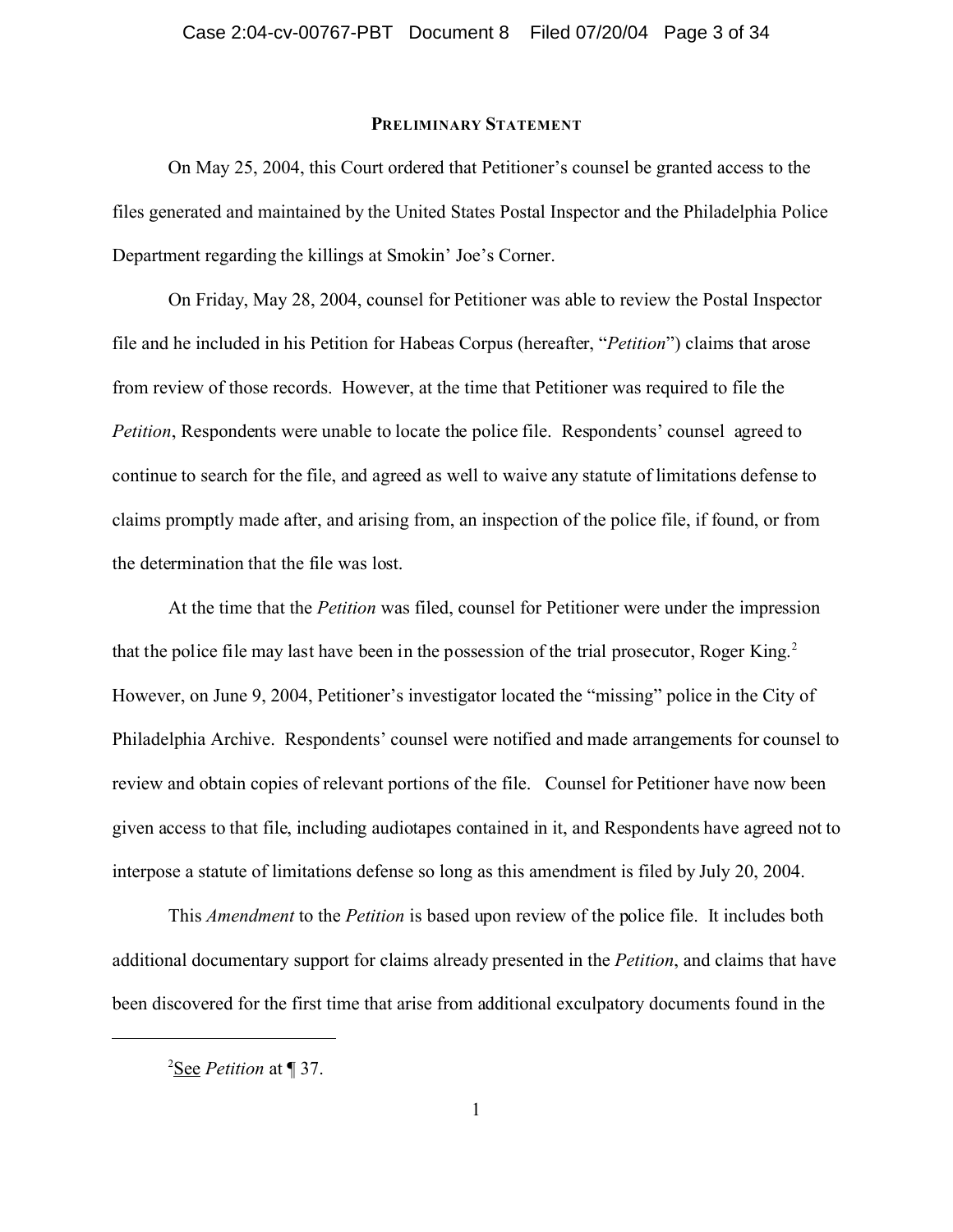## PRELIMINARY STATEMENT

On May 25, 2004, this Court ordered that Petitioner's counsel be granted access to the files generated and maintained by the United States Postal Inspector and the Philadelphia Police Department regarding the killings at Smokin' Joe's Corner.

On Friday, May 28, 2004, counsel for Petitioner was able to review the Postal Inspector file and he included in his Petition for Habeas Corpus (hereafter, "*Petition*") claims that arose from review of those records. However, at the time that Petitioner was required to file the *Petition*, Respondents were unable to locate the police file. Respondents' counsel agreed to continue to search for the file, and agreed as well to waive any statute of limitations defense to claims promptly made after, and arising from, an inspection of the police file, if found, or from the determination that the file was lost.

At the time that the *Petition* was filed, counsel for Petitioner were under the impression that the police file may last have been in the possession of the trial prosecutor, Roger King.[2] However, on June 9, 2004, Petitioner's investigator located the "missing" police in the City of Philadelphia Archive. Respondents' counsel were notified and made arrangements for counsel to review and obtain copies of relevant portions of the file. Counsel for Petitioner have now been given access to that file, including audiotapes contained in it, and Respondents have agreed not to interpose a statute of limitations defense so long as this amendment is filed by July 20, 2004.

This *Amendment* to the *Petition* is based upon review of the police file. It includes both additional documentary support for claims already presented in the *Petition*, and claims that have been discovered for the first time that arise from additional exculpatory documents found in the

[2] See *Petition* at ¶ 37.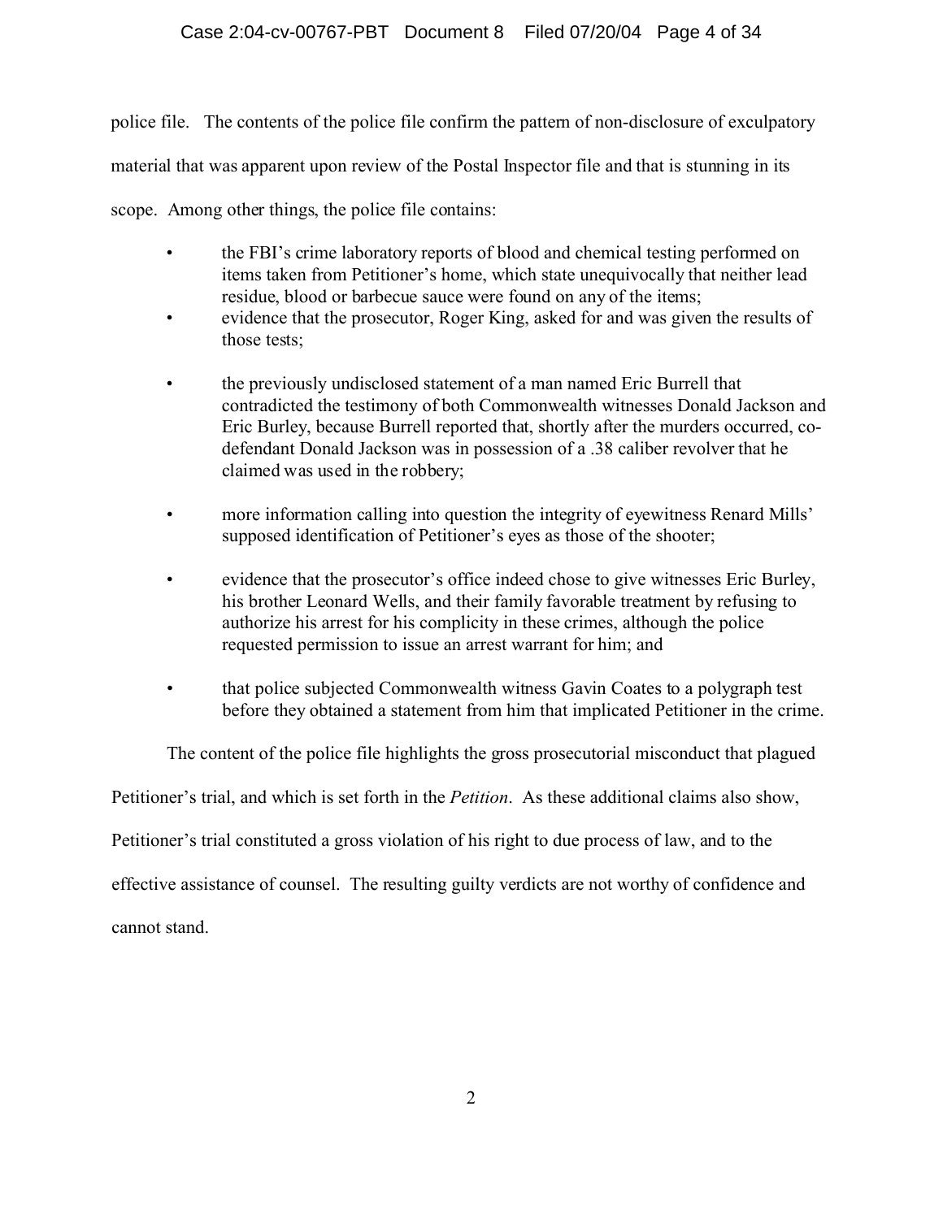police file. The contents of the police file confirm the pattern of non-disclosure of exculpatory material that was apparent upon review of the Postal Inspector file and that is stunning in its scope. Among other things, the police file contains:

- the FBI's crime laboratory reports of blood and chemical testing performed on items taken from Petitioner's home, which state unequivocally that neither lead residue, blood or barbecue sauce were found on any of the items;
- evidence that the prosecutor, Roger King, asked for and was given the results of those tests;
- the previously undisclosed statement of a man named Eric Burrell that contradicted the testimony of both Commonwealth witnesses Donald Jackson and Eric Burley, because Burrell reported that, shortly after the murders occurred, co-defendant Donald Jackson was in possession of a .38 caliber revolver that he claimed was used in the robbery;
- more information calling into question the integrity of eyewitness Renard Mills' supposed identification of Petitioner's eyes as those of the shooter;
- evidence that the prosecutor's office indeed chose to give witnesses Eric Burley, his brother Leonard Wells, and their family favorable treatment by refusing to authorize his arrest for his complicity in these crimes, although the police requested permission to issue an arrest warrant for him; and
- that police subjected Commonwealth witness Gavin Coates to a polygraph test before they obtained a statement from him that implicated Petitioner in the crime.

The content of the police file highlights the gross prosecutorial misconduct that plagued Petitioner's trial, and which is set forth in the *Petition*. As these additional claims also show, Petitioner's trial constituted a gross violation of his right to due process of law, and to the effective assistance of counsel. The resulting guilty verdicts are not worthy of confidence and cannot stand.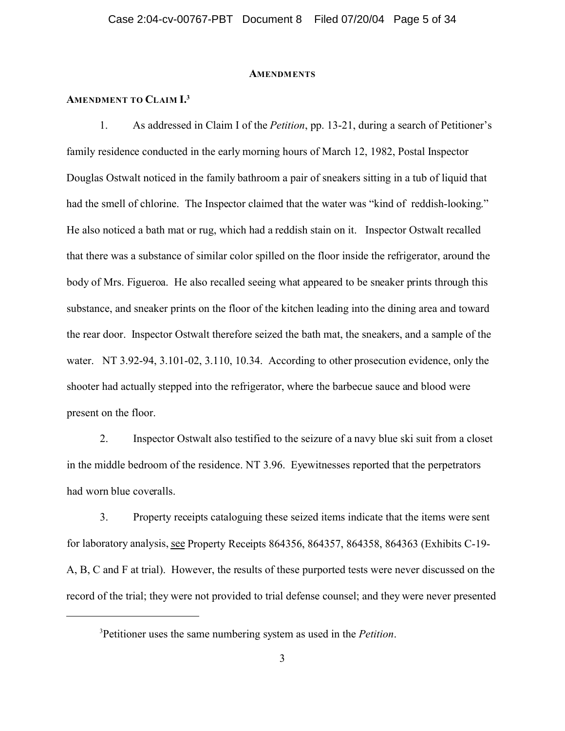## AMENDMENTS

### AMENDMENT TO CLAIM I.[3]

1. As addressed in Claim I of the *Petition*, pp. 13-21, during a search of Petitioner's family residence conducted in the early morning hours of March 12, 1982, Postal Inspector Douglas Ostwalt noticed in the family bathroom a pair of sneakers sitting in a tub of liquid that had the smell of chlorine. The Inspector claimed that the water was "kind of reddish-looking." He also noticed a bath mat or rug, which had a reddish stain on it. Inspector Ostwalt recalled that there was a substance of similar color spilled on the floor inside the refrigerator, around the body of Mrs. Figueroa. He also recalled seeing what appeared to be sneaker prints through this substance, and sneaker prints on the floor of the kitchen leading into the dining area and toward the rear door. Inspector Ostwalt therefore seized the bath mat, the sneakers, and a sample of the water. NT 3.92-94, 3.101-02, 3.110, 10.34. According to other prosecution evidence, only the shooter had actually stepped into the refrigerator, where the barbecue sauce and blood were present on the floor.

2. Inspector Ostwalt also testified to the seizure of a navy blue ski suit from a closet in the middle bedroom of the residence. NT 3.96. Eyewitnesses reported that the perpetrators had worn blue coveralls.

3. Property receipts cataloguing these seized items indicate that the items were sent for laboratory analysis, see Property Receipts 864356, 864357, 864358, 864363 (Exhibits C-19-A, B, C and F at trial). However, the results of these purported tests were never discussed on the record of the trial; they were not provided to trial defense counsel; and they were never presented

[3] Petitioner uses the same numbering system as used in the *Petition*.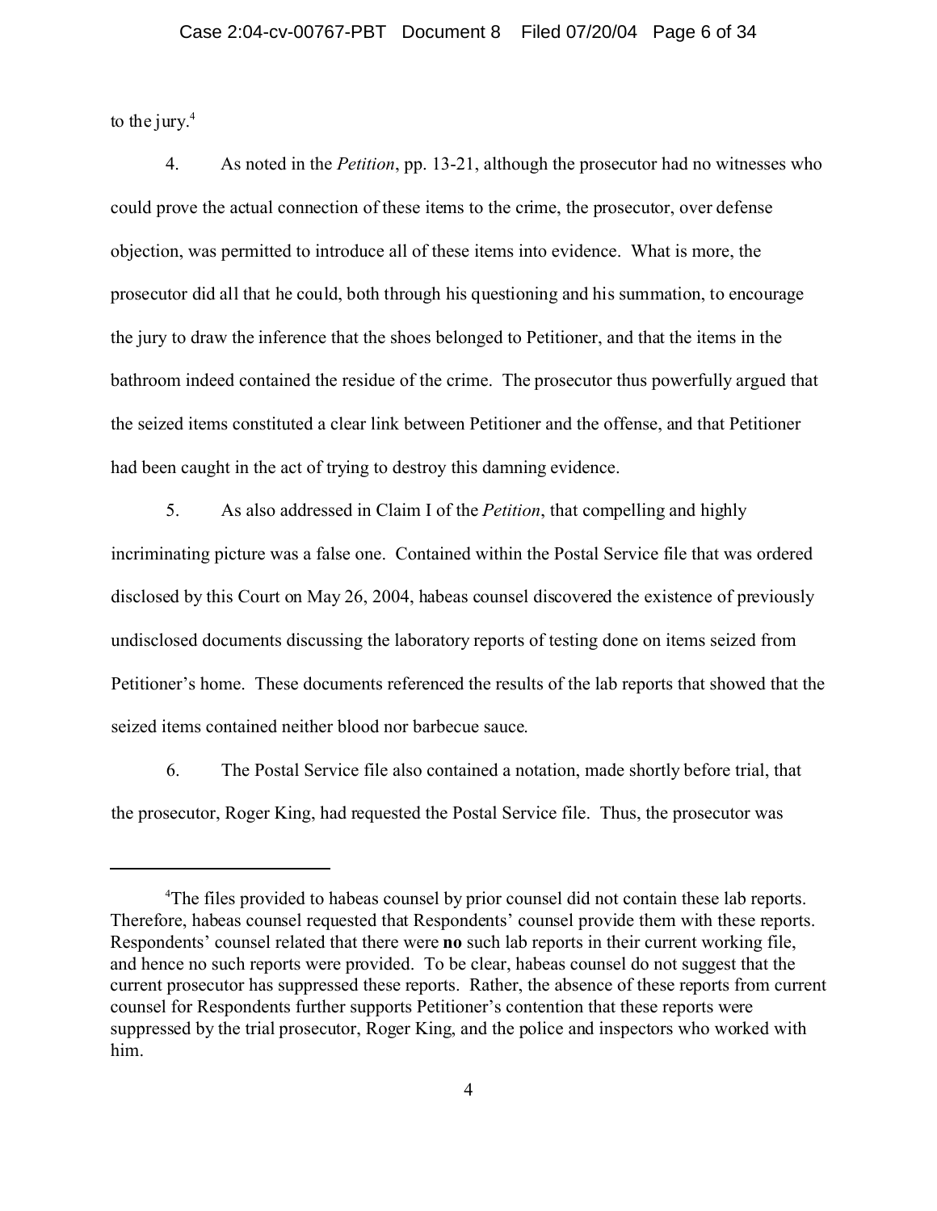to the jury.[4]

4. As noted in the *Petition*, pp. 13-21, although the prosecutor had no witnesses who could prove the actual connection of these items to the crime, the prosecutor, over defense objection, was permitted to introduce all of these items into evidence. What is more, the prosecutor did all that he could, both through his questioning and his summation, to encourage the jury to draw the inference that the shoes belonged to Petitioner, and that the items in the bathroom indeed contained the residue of the crime. The prosecutor thus powerfully argued that the seized items constituted a clear link between Petitioner and the offense, and that Petitioner had been caught in the act of trying to destroy this damning evidence.

5. As also addressed in Claim I of the *Petition*, that compelling and highly incriminating picture was a false one. Contained within the Postal Service file that was ordered disclosed by this Court on May 26, 2004, habeas counsel discovered the existence of previously undisclosed documents discussing the laboratory reports of testing done on items seized from Petitioner's home. These documents referenced the results of the lab reports that showed that the seized items contained neither blood nor barbecue sauce.

6. The Postal Service file also contained a notation, made shortly before trial, that the prosecutor, Roger King, had requested the Postal Service file. Thus, the prosecutor was

---

[4] The files provided to habeas counsel by prior counsel did not contain these lab reports. Therefore, habeas counsel requested that Respondents' counsel provide them with these reports. Respondents' counsel related that there were **no** such lab reports in their current working file, and hence no such reports were provided. To be clear, habeas counsel do not suggest that the current prosecutor has suppressed these reports. Rather, the absence of these reports from current counsel for Respondents further supports Petitioner's contention that these reports were suppressed by the trial prosecutor, Roger King, and the police and inspectors who worked with him.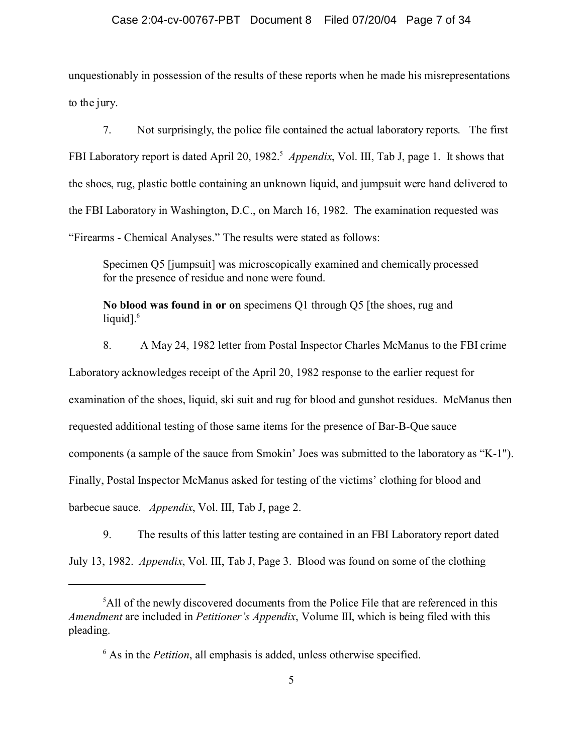unquestionably in possession of the results of these reports when he made his misrepresentations to the jury.

7. Not surprisingly, the police file contained the actual laboratory reports. The first FBI Laboratory report is dated April 20, 1982.[5] *Appendix*, Vol. III, Tab J, page 1. It shows that the shoes, rug, plastic bottle containing an unknown liquid, and jumpsuit were hand delivered to the FBI Laboratory in Washington, D.C., on March 16, 1982. The examination requested was "Firearms - Chemical Analyses." The results were stated as follows:

> Specimen Q5 [jumpsuit] was microscopically examined and chemically processed for the presence of residue and none were found.
>
> **No blood was found in or on** specimens Q1 through Q5 [the shoes, rug and liquid].[6]

8. A May 24, 1982 letter from Postal Inspector Charles McManus to the FBI crime Laboratory acknowledges receipt of the April 20, 1982 response to the earlier request for examination of the shoes, liquid, ski suit and rug for blood and gunshot residues. McManus then requested additional testing of those same items for the presence of Bar-B-Que sauce components (a sample of the sauce from Smokin' Joes was submitted to the laboratory as "K-1"). Finally, Postal Inspector McManus asked for testing of the victims' clothing for blood and barbecue sauce. *Appendix*, Vol. III, Tab J, page 2.

9. The results of this latter testing are contained in an FBI Laboratory report dated July 13, 1982. *Appendix*, Vol. III, Tab J, Page 3. Blood was found on some of the clothing

---

[5] All of the newly discovered documents from the Police File that are referenced in this *Amendment* are included in *Petitioner's Appendix*, Volume III, which is being filed with this pleading.

[6] As in the *Petition*, all emphasis is added, unless otherwise specified.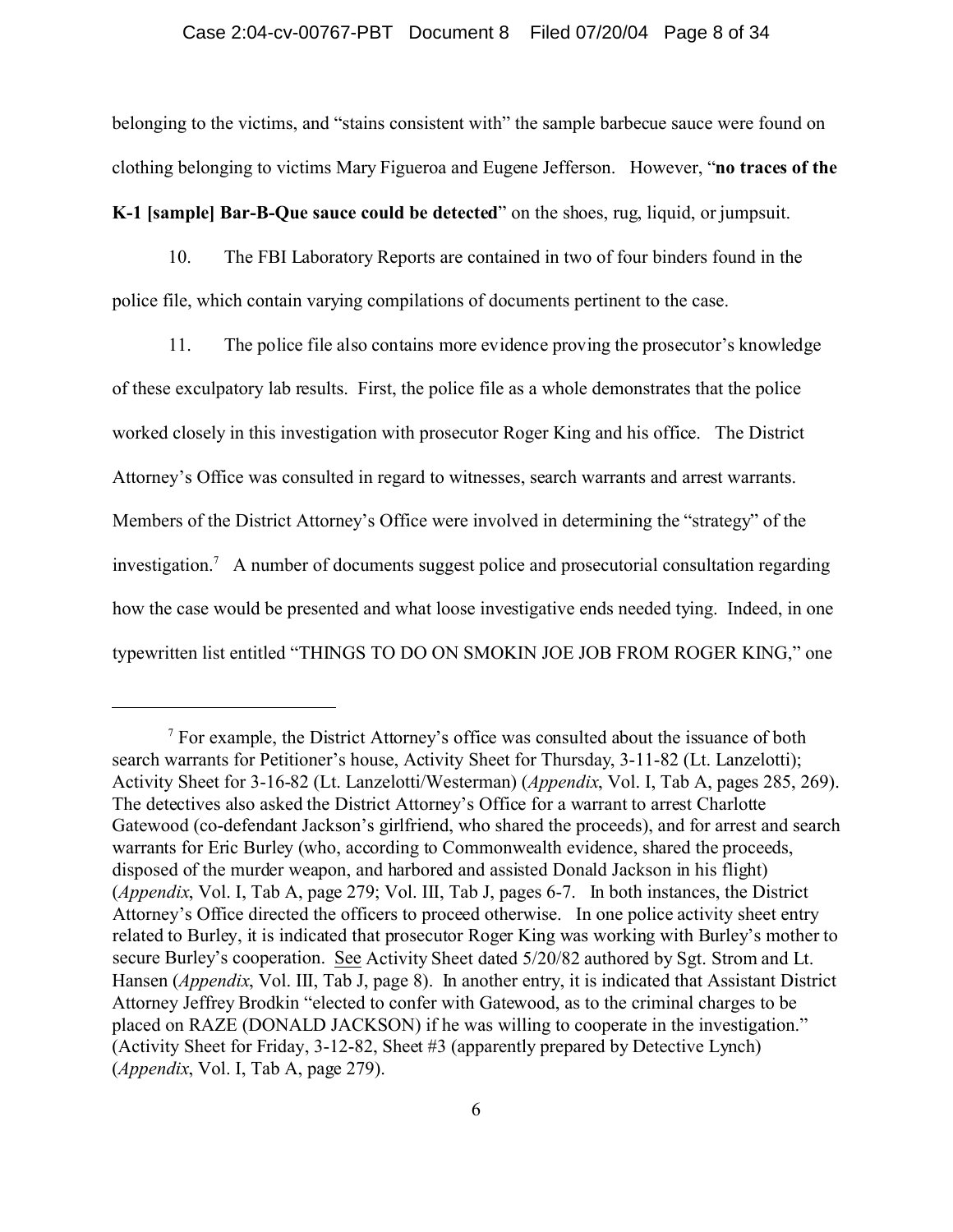belonging to the victims, and "stains consistent with" the sample barbecue sauce were found on clothing belonging to victims Mary Figueroa and Eugene Jefferson. However, "**no traces of the K-1 [sample] Bar-B-Que sauce could be detected**" on the shoes, rug, liquid, or jumpsuit.

10. The FBI Laboratory Reports are contained in two of four binders found in the police file, which contain varying compilations of documents pertinent to the case.

11. The police file also contains more evidence proving the prosecutor's knowledge of these exculpatory lab results. First, the police file as a whole demonstrates that the police worked closely in this investigation with prosecutor Roger King and his office. The District Attorney's Office was consulted in regard to witnesses, search warrants and arrest warrants. Members of the District Attorney's Office were involved in determining the "strategy" of the investigation.[7] A number of documents suggest police and prosecutorial consultation regarding how the case would be presented and what loose investigative ends needed tying. Indeed, in one typewritten list entitled "THINGS TO DO ON SMOKIN JOE JOB FROM ROGER KING," one

---

[7] For example, the District Attorney's office was consulted about the issuance of both search warrants for Petitioner's house, Activity Sheet for Thursday, 3-11-82 (Lt. Lanzelotti); Activity Sheet for 3-16-82 (Lt. Lanzelotti/Westerman) (*Appendix*, Vol. I, Tab A, pages 285, 269). The detectives also asked the District Attorney's Office for a warrant to arrest Charlotte Gatewood (co-defendant Jackson's girlfriend, who shared the proceeds), and for arrest and search warrants for Eric Burley (who, according to Commonwealth evidence, shared the proceeds, disposed of the murder weapon, and harbored and assisted Donald Jackson in his flight) (*Appendix*, Vol. I, Tab A, page 279; Vol. III, Tab J, pages 6-7. In both instances, the District Attorney's Office directed the officers to proceed otherwise. In one police activity sheet entry related to Burley, it is indicated that prosecutor Roger King was working with Burley's mother to secure Burley's cooperation. See Activity Sheet dated 5/20/82 authored by Sgt. Strom and Lt. Hansen (*Appendix*, Vol. III, Tab J, page 8). In another entry, it is indicated that Assistant District Attorney Jeffrey Brodkin "elected to confer with Gatewood, as to the criminal charges to be placed on RAZE (DONALD JACKSON) if he was willing to cooperate in the investigation." (Activity Sheet for Friday, 3-12-82, Sheet #3 (apparently prepared by Detective Lynch) (*Appendix*, Vol. I, Tab A, page 279).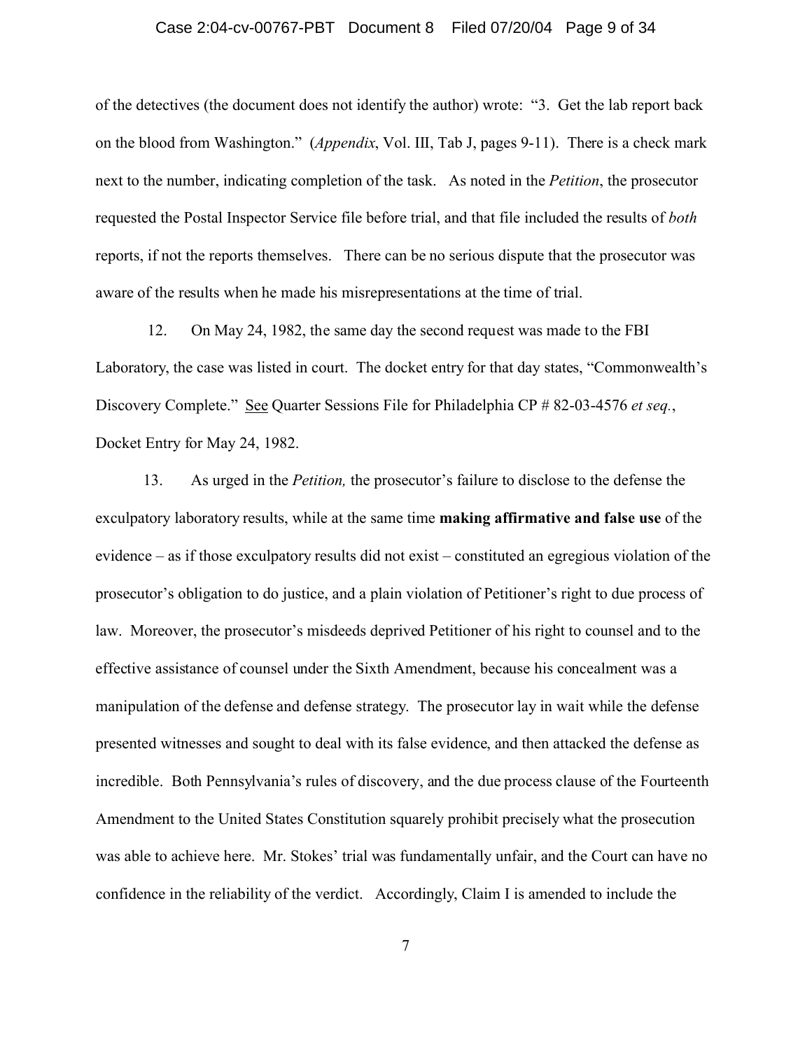of the detectives (the document does not identify the author) wrote: "3. Get the lab report back on the blood from Washington." (*Appendix*, Vol. III, Tab J, pages 9-11). There is a check mark next to the number, indicating completion of the task. As noted in the *Petition*, the prosecutor requested the Postal Inspector Service file before trial, and that file included the results of *both* reports, if not the reports themselves. There can be no serious dispute that the prosecutor was aware of the results when he made his misrepresentations at the time of trial.

12. On May 24, 1982, the same day the second request was made to the FBI Laboratory, the case was listed in court. The docket entry for that day states, "Commonwealth's Discovery Complete." See Quarter Sessions File for Philadelphia CP # 82-03-4576 *et seq.*, Docket Entry for May 24, 1982.

13. As urged in the *Petition,* the prosecutor's failure to disclose to the defense the exculpatory laboratory results, while at the same time **making affirmative and false use** of the evidence – as if those exculpatory results did not exist – constituted an egregious violation of the prosecutor's obligation to do justice, and a plain violation of Petitioner's right to due process of law. Moreover, the prosecutor's misdeeds deprived Petitioner of his right to counsel and to the effective assistance of counsel under the Sixth Amendment, because his concealment was a manipulation of the defense and defense strategy. The prosecutor lay in wait while the defense presented witnesses and sought to deal with its false evidence, and then attacked the defense as incredible. Both Pennsylvania's rules of discovery, and the due process clause of the Fourteenth Amendment to the United States Constitution squarely prohibit precisely what the prosecution was able to achieve here. Mr. Stokes' trial was fundamentally unfair, and the Court can have no confidence in the reliability of the verdict. Accordingly, Claim I is amended to include the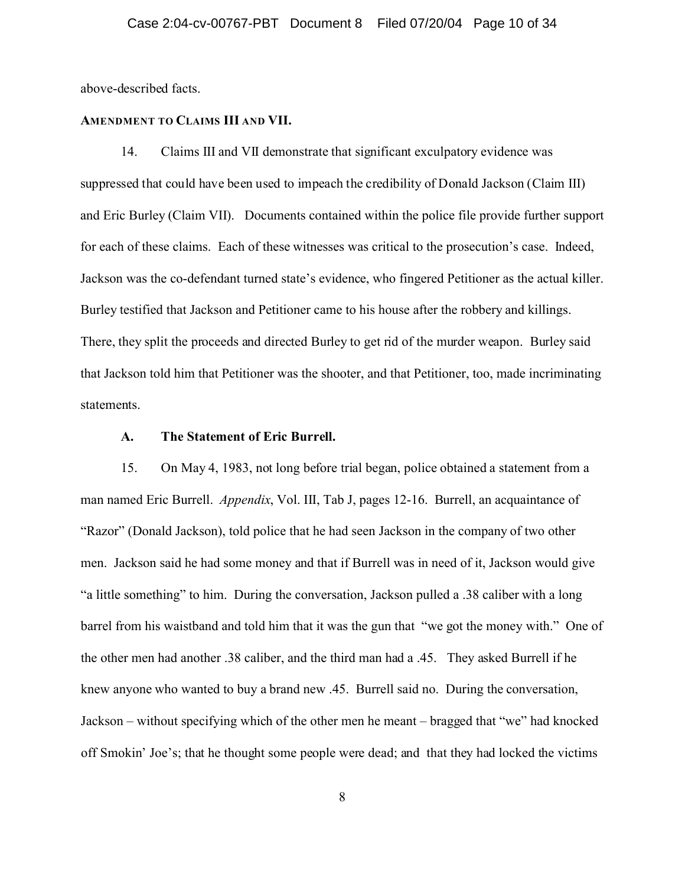above-described facts.

**AMENDMENT TO CLAIMS III AND VII.**

14. Claims III and VII demonstrate that significant exculpatory evidence was suppressed that could have been used to impeach the credibility of Donald Jackson (Claim III) and Eric Burley (Claim VII). Documents contained within the police file provide further support for each of these claims. Each of these witnesses was critical to the prosecution's case. Indeed, Jackson was the co-defendant turned state's evidence, who fingered Petitioner as the actual killer. Burley testified that Jackson and Petitioner came to his house after the robbery and killings. There, they split the proceeds and directed Burley to get rid of the murder weapon. Burley said that Jackson told him that Petitioner was the shooter, and that Petitioner, too, made incriminating statements.

**A. The Statement of Eric Burrell.**

15. On May 4, 1983, not long before trial began, police obtained a statement from a man named Eric Burrell. *Appendix*, Vol. III, Tab J, pages 12-16. Burrell, an acquaintance of "Razor" (Donald Jackson), told police that he had seen Jackson in the company of two other men. Jackson said he had some money and that if Burrell was in need of it, Jackson would give "a little something" to him. During the conversation, Jackson pulled a .38 caliber with a long barrel from his waistband and told him that it was the gun that "we got the money with." One of the other men had another .38 caliber, and the third man had a .45. They asked Burrell if he knew anyone who wanted to buy a brand new .45. Burrell said no. During the conversation, Jackson – without specifying which of the other men he meant – bragged that "we" had knocked off Smokin' Joe's; that he thought some people were dead; and that they had locked the victims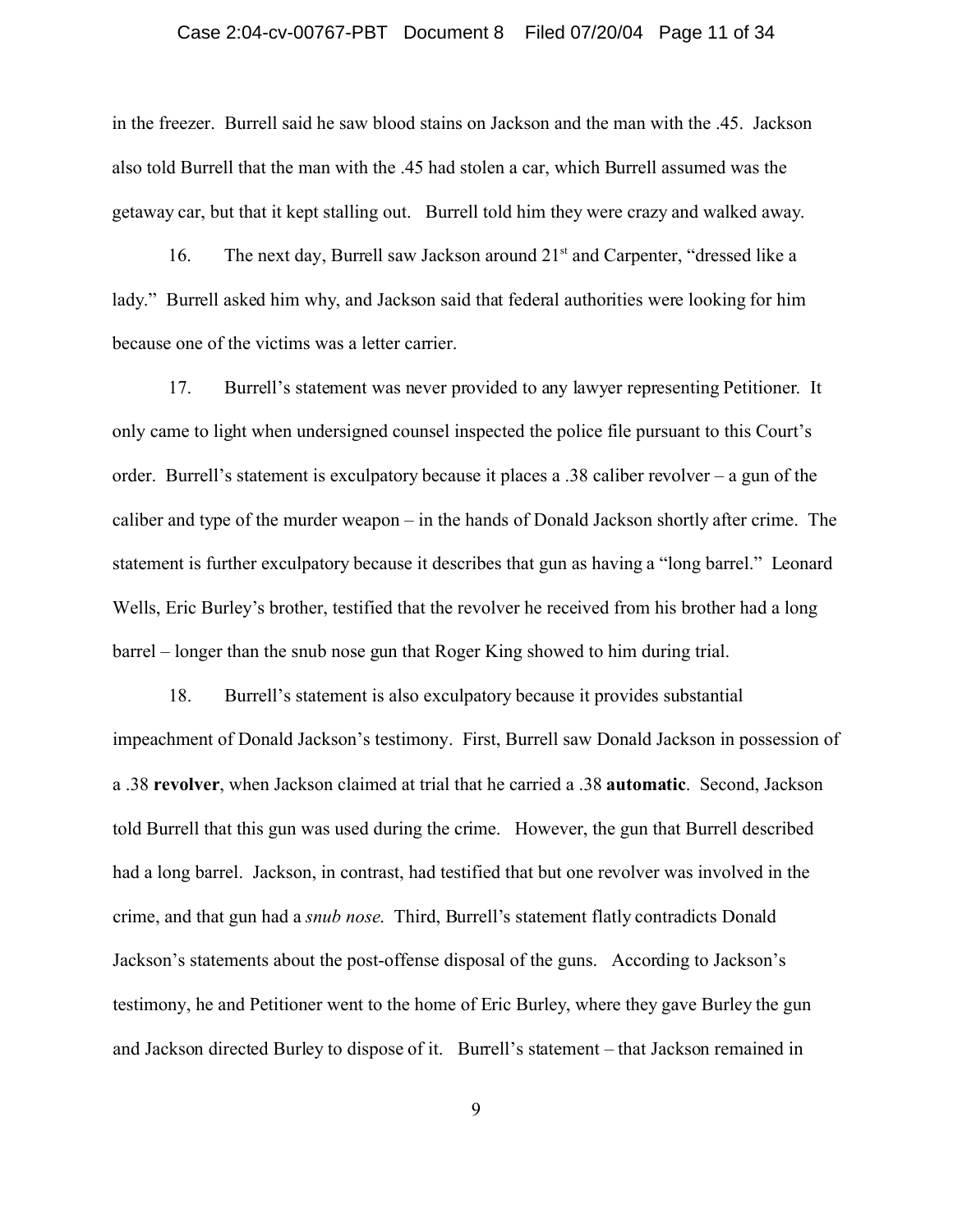in the freezer. Burrell said he saw blood stains on Jackson and the man with the .45. Jackson also told Burrell that the man with the .45 had stolen a car, which Burrell assumed was the getaway car, but that it kept stalling out. Burrell told him they were crazy and walked away.

16. The next day, Burrell saw Jackson around 21st and Carpenter, "dressed like a lady." Burrell asked him why, and Jackson said that federal authorities were looking for him because one of the victims was a letter carrier.

17. Burrell's statement was never provided to any lawyer representing Petitioner. It only came to light when undersigned counsel inspected the police file pursuant to this Court's order. Burrell's statement is exculpatory because it places a .38 caliber revolver – a gun of the caliber and type of the murder weapon – in the hands of Donald Jackson shortly after crime. The statement is further exculpatory because it describes that gun as having a "long barrel." Leonard Wells, Eric Burley's brother, testified that the revolver he received from his brother had a long barrel – longer than the snub nose gun that Roger King showed to him during trial.

18. Burrell's statement is also exculpatory because it provides substantial impeachment of Donald Jackson's testimony. First, Burrell saw Donald Jackson in possession of a .38 **revolver**, when Jackson claimed at trial that he carried a .38 **automatic**. Second, Jackson told Burrell that this gun was used during the crime. However, the gun that Burrell described had a long barrel. Jackson, in contrast, had testified that but one revolver was involved in the crime, and that gun had a *snub nose*. Third, Burrell's statement flatly contradicts Donald Jackson's statements about the post-offense disposal of the guns. According to Jackson's testimony, he and Petitioner went to the home of Eric Burley, where they gave Burley the gun and Jackson directed Burley to dispose of it. Burrell's statement – that Jackson remained in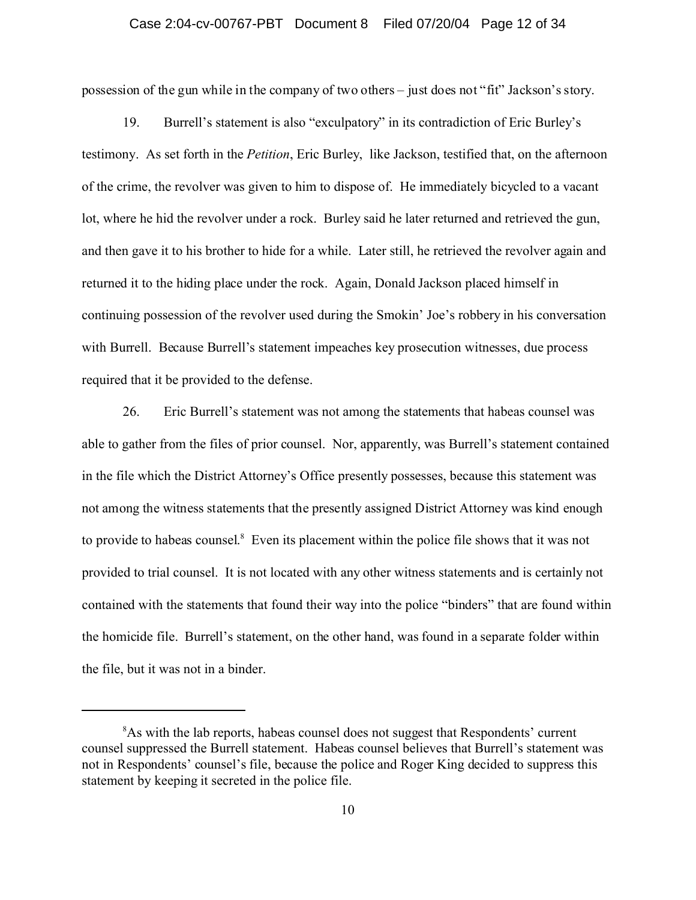possession of the gun while in the company of two others – just does not "fit" Jackson's story.

19. Burrell's statement is also "exculpatory" in its contradiction of Eric Burley's testimony. As set forth in the *Petition*, Eric Burley, like Jackson, testified that, on the afternoon of the crime, the revolver was given to him to dispose of. He immediately bicycled to a vacant lot, where he hid the revolver under a rock. Burley said he later returned and retrieved the gun, and then gave it to his brother to hide for a while. Later still, he retrieved the revolver again and returned it to the hiding place under the rock. Again, Donald Jackson placed himself in continuing possession of the revolver used during the Smokin' Joe's robbery in his conversation with Burrell. Because Burrell's statement impeaches key prosecution witnesses, due process required that it be provided to the defense.

26. Eric Burrell's statement was not among the statements that habeas counsel was able to gather from the files of prior counsel. Nor, apparently, was Burrell's statement contained in the file which the District Attorney's Office presently possesses, because this statement was not among the witness statements that the presently assigned District Attorney was kind enough to provide to habeas counsel.[8] Even its placement within the police file shows that it was not provided to trial counsel. It is not located with any other witness statements and is certainly not contained with the statements that found their way into the police "binders" that are found within the homicide file. Burrell's statement, on the other hand, was found in a separate folder within the file, but it was not in a binder.

---

[8] As with the lab reports, habeas counsel does not suggest that Respondents' current counsel suppressed the Burrell statement. Habeas counsel believes that Burrell's statement was not in Respondents' counsel's file, because the police and Roger King decided to suppress this statement by keeping it secreted in the police file.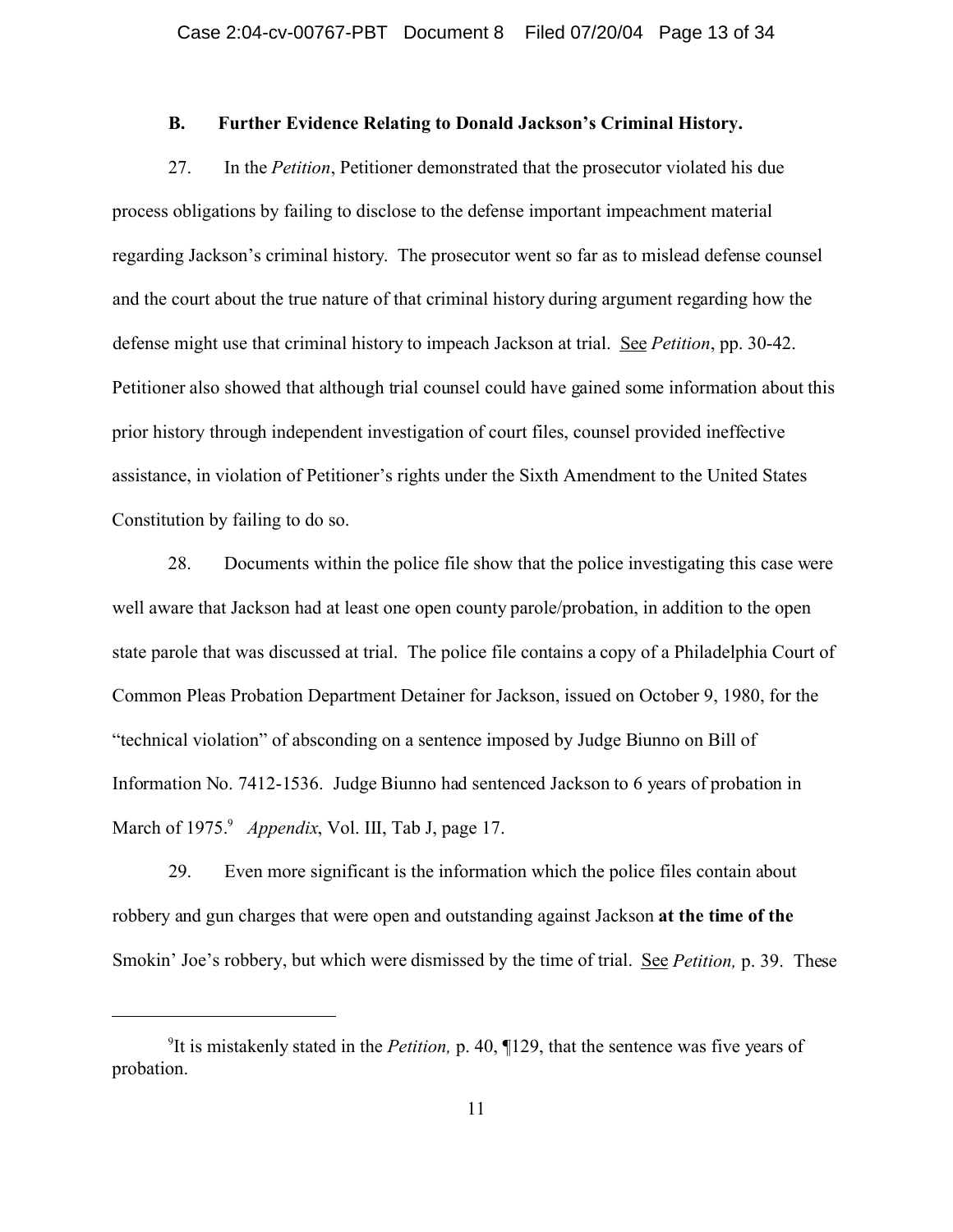### B. Further Evidence Relating to Donald Jackson's Criminal History.

27. In the *Petition*, Petitioner demonstrated that the prosecutor violated his due process obligations by failing to disclose to the defense important impeachment material regarding Jackson's criminal history. The prosecutor went so far as to mislead defense counsel and the court about the true nature of that criminal history during argument regarding how the defense might use that criminal history to impeach Jackson at trial. See *Petition*, pp. 30-42. Petitioner also showed that although trial counsel could have gained some information about this prior history through independent investigation of court files, counsel provided ineffective assistance, in violation of Petitioner's rights under the Sixth Amendment to the United States Constitution by failing to do so.

28. Documents within the police file show that the police investigating this case were well aware that Jackson had at least one open county parole/probation, in addition to the open state parole that was discussed at trial. The police file contains a copy of a Philadelphia Court of Common Pleas Probation Department Detainer for Jackson, issued on October 9, 1980, for the "technical violation" of absconding on a sentence imposed by Judge Biunno on Bill of Information No. 7412-1536. Judge Biunno had sentenced Jackson to 6 years of probation in March of 1975.[9] *Appendix*, Vol. III, Tab J, page 17.

29. Even more significant is the information which the police files contain about robbery and gun charges that were open and outstanding against Jackson **at the time of the** Smokin' Joe's robbery, but which were dismissed by the time of trial. See *Petition,* p. 39. These

---

[9] It is mistakenly stated in the *Petition,* p. 40, ¶129, that the sentence was five years of probation.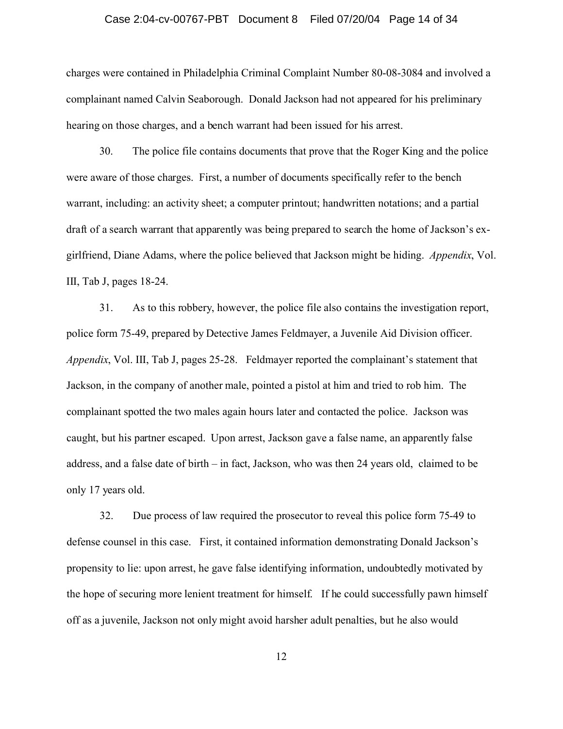charges were contained in Philadelphia Criminal Complaint Number 80-08-3084 and involved a complainant named Calvin Seaborough. Donald Jackson had not appeared for his preliminary hearing on those charges, and a bench warrant had been issued for his arrest.

30. The police file contains documents that prove that the Roger King and the police were aware of those charges. First, a number of documents specifically refer to the bench warrant, including: an activity sheet; a computer printout; handwritten notations; and a partial draft of a search warrant that apparently was being prepared to search the home of Jackson's ex-girlfriend, Diane Adams, where the police believed that Jackson might be hiding. *Appendix*, Vol. III, Tab J, pages 18-24.

31. As to this robbery, however, the police file also contains the investigation report, police form 75-49, prepared by Detective James Feldmayer, a Juvenile Aid Division officer. *Appendix*, Vol. III, Tab J, pages 25-28. Feldmayer reported the complainant's statement that Jackson, in the company of another male, pointed a pistol at him and tried to rob him. The complainant spotted the two males again hours later and contacted the police. Jackson was caught, but his partner escaped. Upon arrest, Jackson gave a false name, an apparently false address, and a false date of birth – in fact, Jackson, who was then 24 years old, claimed to be only 17 years old.

32. Due process of law required the prosecutor to reveal this police form 75-49 to defense counsel in this case. First, it contained information demonstrating Donald Jackson's propensity to lie: upon arrest, he gave false identifying information, undoubtedly motivated by the hope of securing more lenient treatment for himself. If he could successfully pawn himself off as a juvenile, Jackson not only might avoid harsher adult penalties, but he also would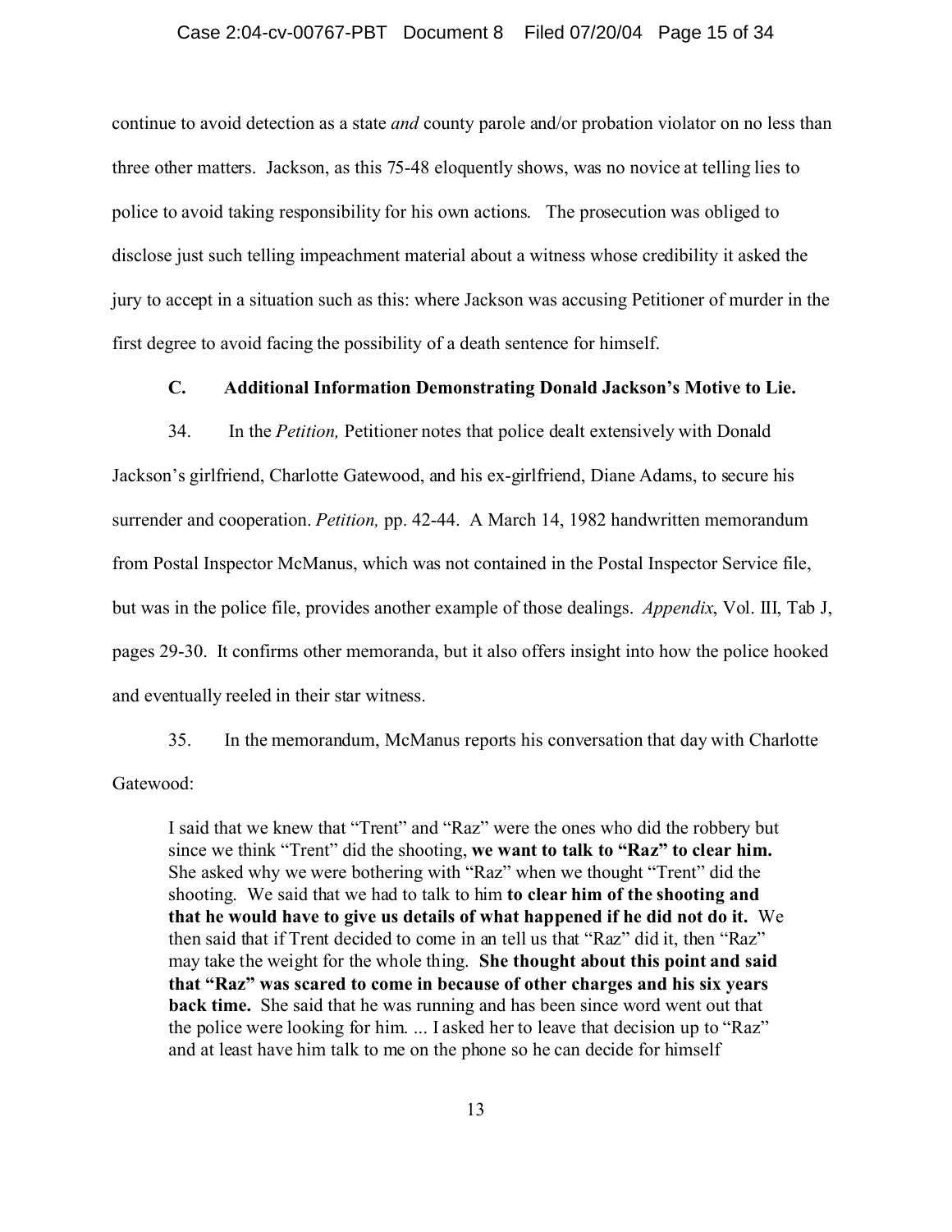continue to avoid detection as a state *and* county parole and/or probation violator on no less than three other matters. Jackson, as this 75-48 eloquently shows, was no novice at telling lies to police to avoid taking responsibility for his own actions. The prosecution was obliged to disclose just such telling impeachment material about a witness whose credibility it asked the jury to accept in a situation such as this: where Jackson was accusing Petitioner of murder in the first degree to avoid facing the possibility of a death sentence for himself.

### C. Additional Information Demonstrating Donald Jackson's Motive to Lie.

34. In the *Petition,* Petitioner notes that police dealt extensively with Donald Jackson's girlfriend, Charlotte Gatewood, and his ex-girlfriend, Diane Adams, to secure his surrender and cooperation. *Petition,* pp. 42-44. A March 14, 1982 handwritten memorandum from Postal Inspector McManus, which was not contained in the Postal Inspector Service file, but was in the police file, provides another example of those dealings. *Appendix*, Vol. III, Tab J, pages 29-30. It confirms other memoranda, but it also offers insight into how the police hooked and eventually reeled in their star witness.

35. In the memorandum, McManus reports his conversation that day with Charlotte Gatewood:

> I said that we knew that "Trent" and "Raz" were the ones who did the robbery but since we think "Trent" did the shooting, **we want to talk to "Raz" to clear him.** She asked why we were bothering with "Raz" when we thought "Trent" did the shooting. We said that we had to talk to him **to clear him of the shooting and that he would have to give us details of what happened if he did not do it.** We then said that if Trent decided to come in an tell us that "Raz" did it, then "Raz" may take the weight for the whole thing. **She thought about this point and said that "Raz" was scared to come in because of other charges and his six years back time.** She said that he was running and has been since word went out that the police were looking for him. ... I asked her to leave that decision up to "Raz" and at least have him talk to me on the phone so he can decide for himself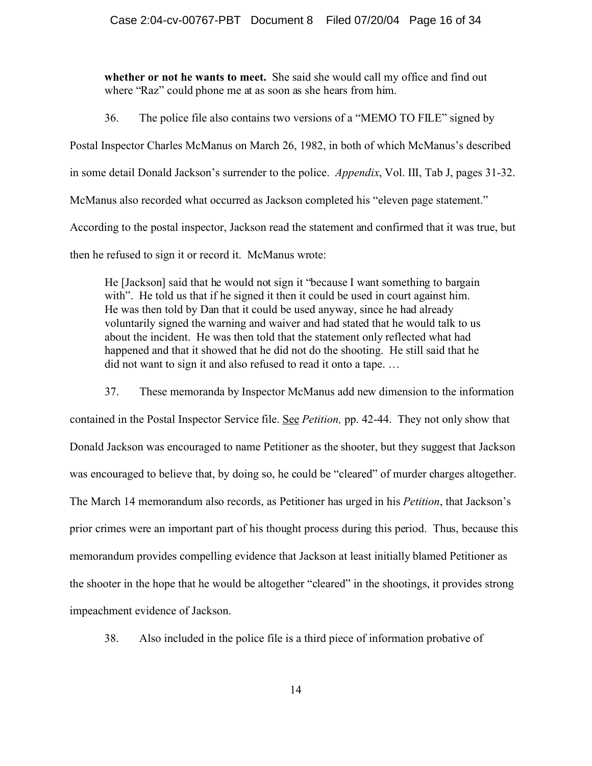**whether or not he wants to meet.** She said she would call my office and find out where "Raz" could phone me at as soon as she hears from him.

36. The police file also contains two versions of a "MEMO TO FILE" signed by Postal Inspector Charles McManus on March 26, 1982, in both of which McManus's described in some detail Donald Jackson's surrender to the police. *Appendix*, Vol. III, Tab J, pages 31-32. McManus also recorded what occurred as Jackson completed his "eleven page statement." According to the postal inspector, Jackson read the statement and confirmed that it was true, but then he refused to sign it or record it. McManus wrote:

> He [Jackson] said that he would not sign it "because I want something to bargain with". He told us that if he signed it then it could be used in court against him. He was then told by Dan that it could be used anyway, since he had already voluntarily signed the warning and waiver and had stated that he would talk to us about the incident. He was then told that the statement only reflected what had happened and that it showed that he did not do the shooting. He still said that he did not want to sign it and also refused to read it onto a tape. …

37. These memoranda by Inspector McManus add new dimension to the information contained in the Postal Inspector Service file. See *Petition,* pp. 42-44. They not only show that Donald Jackson was encouraged to name Petitioner as the shooter, but they suggest that Jackson was encouraged to believe that, by doing so, he could be "cleared" of murder charges altogether. The March 14 memorandum also records, as Petitioner has urged in his *Petition*, that Jackson's prior crimes were an important part of his thought process during this period. Thus, because this memorandum provides compelling evidence that Jackson at least initially blamed Petitioner as the shooter in the hope that he would be altogether "cleared" in the shootings, it provides strong impeachment evidence of Jackson.

38. Also included in the police file is a third piece of information probative of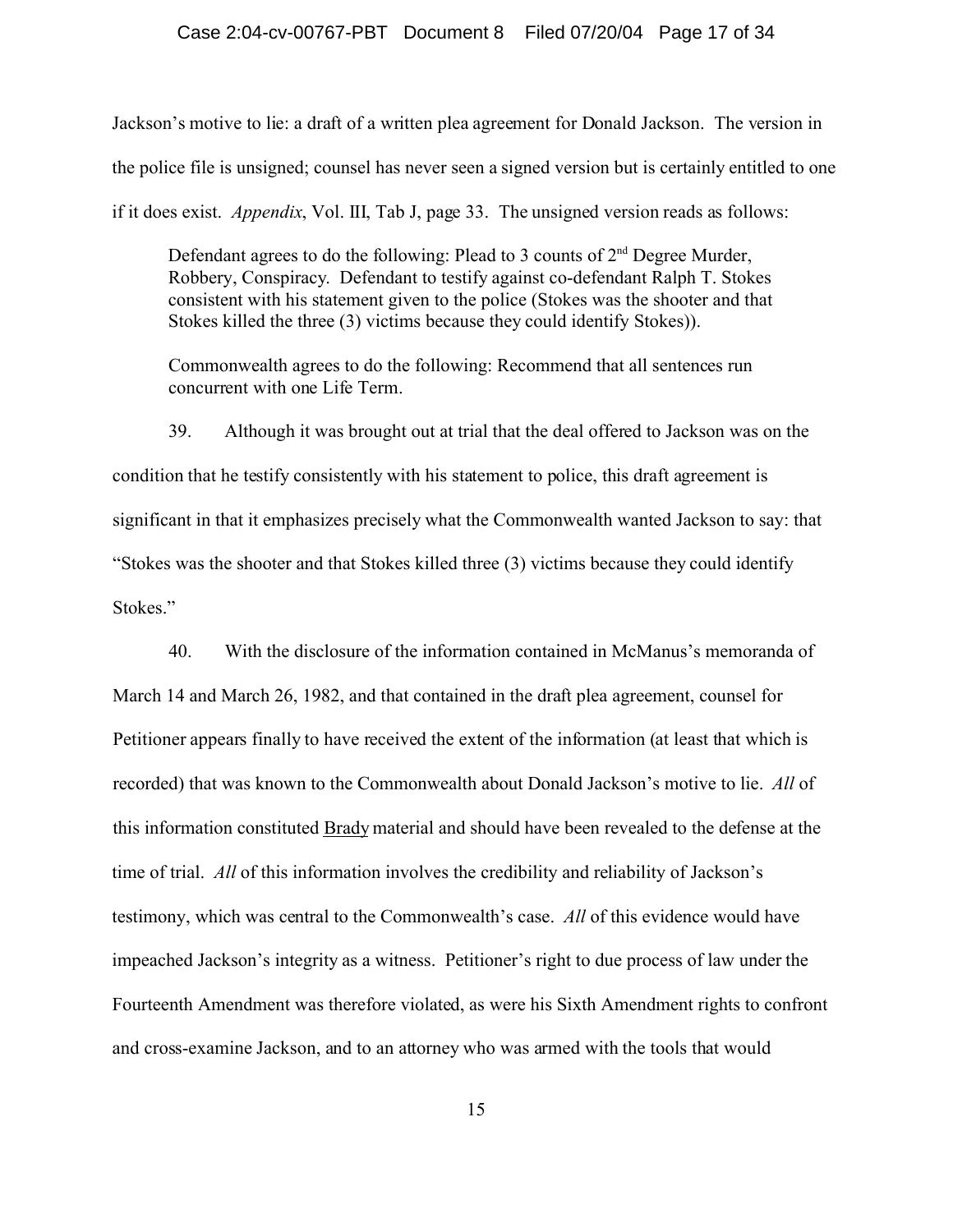Jackson's motive to lie: a draft of a written plea agreement for Donald Jackson. The version in the police file is unsigned; counsel has never seen a signed version but is certainly entitled to one if it does exist. *Appendix*, Vol. III, Tab J, page 33. The unsigned version reads as follows:

> Defendant agrees to do the following: Plead to 3 counts of 2nd Degree Murder, Robbery, Conspiracy. Defendant to testify against co-defendant Ralph T. Stokes consistent with his statement given to the police (Stokes was the shooter and that Stokes killed the three (3) victims because they could identify Stokes)).
>
> Commonwealth agrees to do the following: Recommend that all sentences run concurrent with one Life Term.

39. Although it was brought out at trial that the deal offered to Jackson was on the condition that he testify consistently with his statement to police, this draft agreement is significant in that it emphasizes precisely what the Commonwealth wanted Jackson to say: that "Stokes was the shooter and that Stokes killed three (3) victims because they could identify Stokes."

40. With the disclosure of the information contained in McManus's memoranda of March 14 and March 26, 1982, and that contained in the draft plea agreement, counsel for Petitioner appears finally to have received the extent of the information (at least that which is recorded) that was known to the Commonwealth about Donald Jackson's motive to lie. *All* of this information constituted Brady material and should have been revealed to the defense at the time of trial. *All* of this information involves the credibility and reliability of Jackson's testimony, which was central to the Commonwealth's case. *All* of this evidence would have impeached Jackson's integrity as a witness. Petitioner's right to due process of law under the Fourteenth Amendment was therefore violated, as were his Sixth Amendment rights to confront and cross-examine Jackson, and to an attorney who was armed with the tools that would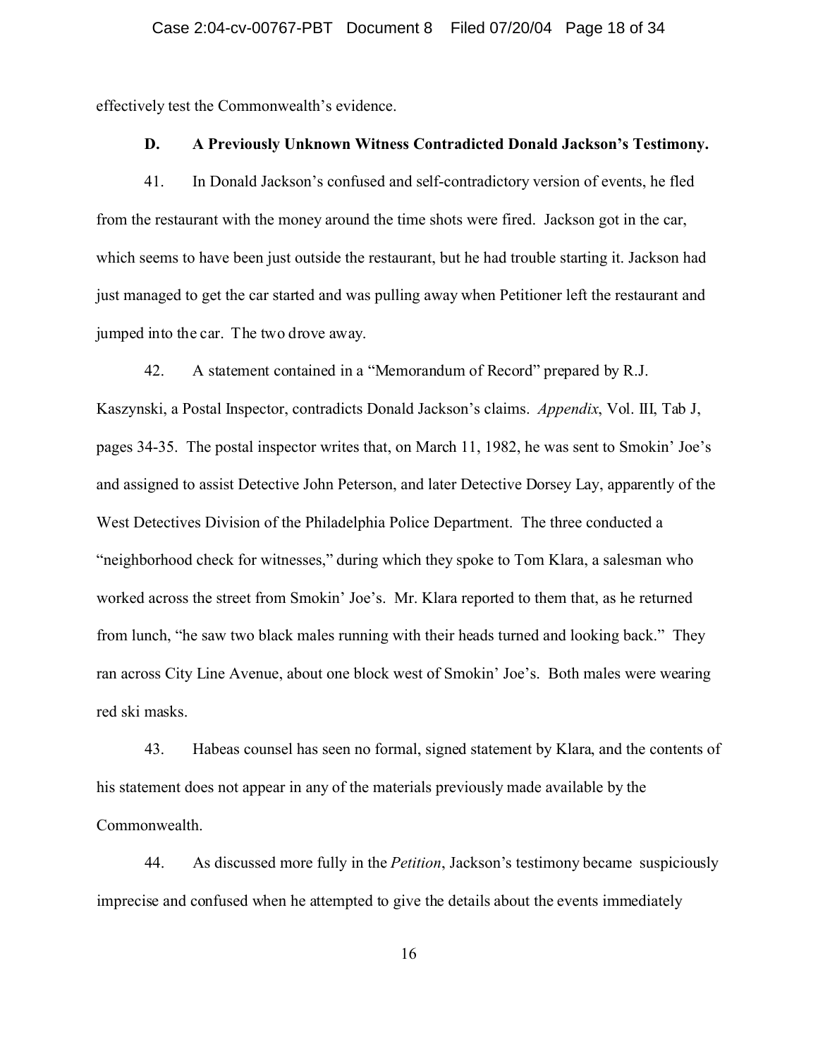effectively test the Commonwealth's evidence.

**D. A Previously Unknown Witness Contradicted Donald Jackson's Testimony.**

41. In Donald Jackson's confused and self-contradictory version of events, he fled from the restaurant with the money around the time shots were fired. Jackson got in the car, which seems to have been just outside the restaurant, but he had trouble starting it. Jackson had just managed to get the car started and was pulling away when Petitioner left the restaurant and jumped into the car. The two drove away.

42. A statement contained in a "Memorandum of Record" prepared by R.J. Kaszynski, a Postal Inspector, contradicts Donald Jackson's claims. *Appendix*, Vol. III, Tab J, pages 34-35. The postal inspector writes that, on March 11, 1982, he was sent to Smokin' Joe's and assigned to assist Detective John Peterson, and later Detective Dorsey Lay, apparently of the West Detectives Division of the Philadelphia Police Department. The three conducted a "neighborhood check for witnesses," during which they spoke to Tom Klara, a salesman who worked across the street from Smokin' Joe's. Mr. Klara reported to them that, as he returned from lunch, "he saw two black males running with their heads turned and looking back." They ran across City Line Avenue, about one block west of Smokin' Joe's. Both males were wearing red ski masks.

43. Habeas counsel has seen no formal, signed statement by Klara, and the contents of his statement does not appear in any of the materials previously made available by the Commonwealth.

44. As discussed more fully in the *Petition*, Jackson's testimony became suspiciously imprecise and confused when he attempted to give the details about the events immediately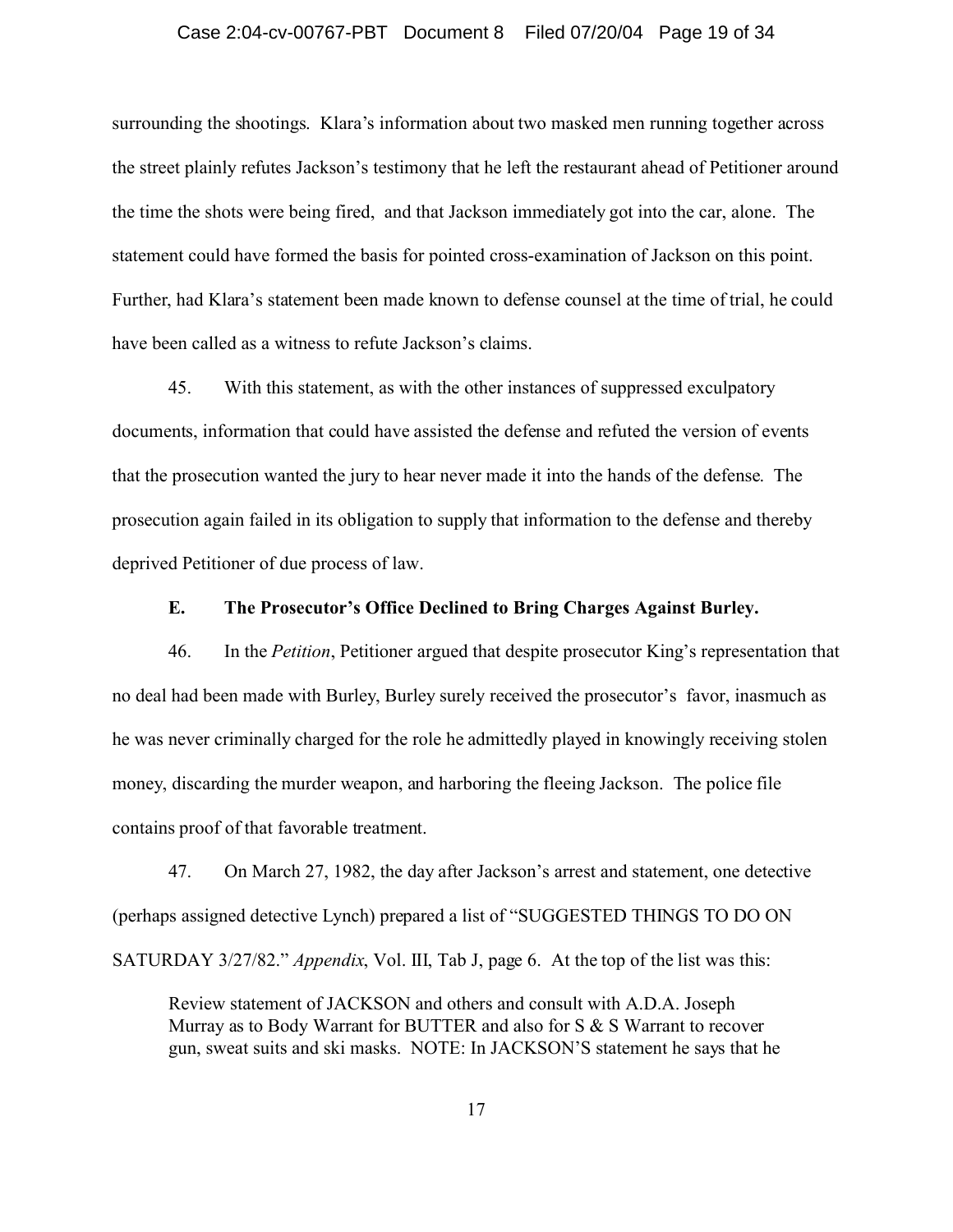surrounding the shootings. Klara's information about two masked men running together across the street plainly refutes Jackson's testimony that he left the restaurant ahead of Petitioner around the time the shots were being fired, and that Jackson immediately got into the car, alone. The statement could have formed the basis for pointed cross-examination of Jackson on this point. Further, had Klara's statement been made known to defense counsel at the time of trial, he could have been called as a witness to refute Jackson's claims.

45. With this statement, as with the other instances of suppressed exculpatory documents, information that could have assisted the defense and refuted the version of events that the prosecution wanted the jury to hear never made it into the hands of the defense. The prosecution again failed in its obligation to supply that information to the defense and thereby deprived Petitioner of due process of law.

**E. The Prosecutor's Office Declined to Bring Charges Against Burley.**

46. In the *Petition*, Petitioner argued that despite prosecutor King's representation that no deal had been made with Burley, Burley surely received the prosecutor's favor, inasmuch as he was never criminally charged for the role he admittedly played in knowingly receiving stolen money, discarding the murder weapon, and harboring the fleeing Jackson. The police file contains proof of that favorable treatment.

47. On March 27, 1982, the day after Jackson's arrest and statement, one detective (perhaps assigned detective Lynch) prepared a list of "SUGGESTED THINGS TO DO ON SATURDAY 3/27/82." *Appendix*, Vol. III, Tab J, page 6. At the top of the list was this:

> Review statement of JACKSON and others and consult with A.D.A. Joseph Murray as to Body Warrant for BUTTER and also for S & S Warrant to recover gun, sweat suits and ski masks. NOTE: In JACKSON'S statement he says that he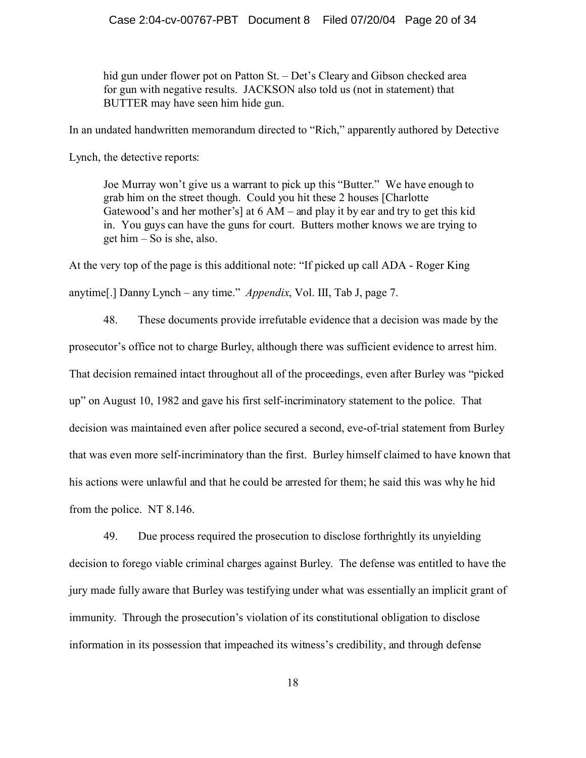> hid gun under flower pot on Patton St. – Det's Cleary and Gibson checked area for gun with negative results. JACKSON also told us (not in statement) that BUTTER may have seen him hide gun.

In an undated handwritten memorandum directed to "Rich," apparently authored by Detective Lynch, the detective reports:

> Joe Murray won't give us a warrant to pick up this "Butter." We have enough to grab him on the street though. Could you hit these 2 houses [Charlotte Gatewood's and her mother's] at 6 AM – and play it by ear and try to get this kid in. You guys can have the guns for court. Butters mother knows we are trying to get him – So is she, also.

At the very top of the page is this additional note: "If picked up call ADA - Roger King anytime[.] Danny Lynch – any time." *Appendix*, Vol. III, Tab J, page 7.

48. These documents provide irrefutable evidence that a decision was made by the prosecutor's office not to charge Burley, although there was sufficient evidence to arrest him. That decision remained intact throughout all of the proceedings, even after Burley was "picked up" on August 10, 1982 and gave his first self-incriminatory statement to the police. That decision was maintained even after police secured a second, eve-of-trial statement from Burley that was even more self-incriminatory than the first. Burley himself claimed to have known that his actions were unlawful and that he could be arrested for them; he said this was why he hid from the police. NT 8.146.

49. Due process required the prosecution to disclose forthrightly its unyielding decision to forego viable criminal charges against Burley. The defense was entitled to have the jury made fully aware that Burley was testifying under what was essentially an implicit grant of immunity. Through the prosecution's violation of its constitutional obligation to disclose information in its possession that impeached its witness's credibility, and through defense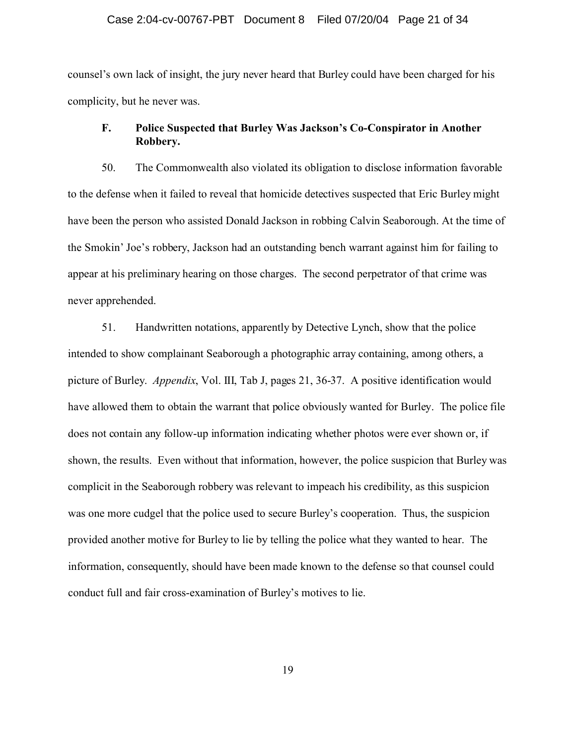counsel's own lack of insight, the jury never heard that Burley could have been charged for his complicity, but he never was.

### F. Police Suspected that Burley Was Jackson's Co-Conspirator in Another Robbery.

50. The Commonwealth also violated its obligation to disclose information favorable to the defense when it failed to reveal that homicide detectives suspected that Eric Burley might have been the person who assisted Donald Jackson in robbing Calvin Seaborough. At the time of the Smokin' Joe's robbery, Jackson had an outstanding bench warrant against him for failing to appear at his preliminary hearing on those charges. The second perpetrator of that crime was never apprehended.

51. Handwritten notations, apparently by Detective Lynch, show that the police intended to show complainant Seaborough a photographic array containing, among others, a picture of Burley. *Appendix*, Vol. III, Tab J, pages 21, 36-37. A positive identification would have allowed them to obtain the warrant that police obviously wanted for Burley. The police file does not contain any follow-up information indicating whether photos were ever shown or, if shown, the results. Even without that information, however, the police suspicion that Burley was complicit in the Seaborough robbery was relevant to impeach his credibility, as this suspicion was one more cudgel that the police used to secure Burley's cooperation. Thus, the suspicion provided another motive for Burley to lie by telling the police what they wanted to hear. The information, consequently, should have been made known to the defense so that counsel could conduct full and fair cross-examination of Burley's motives to lie.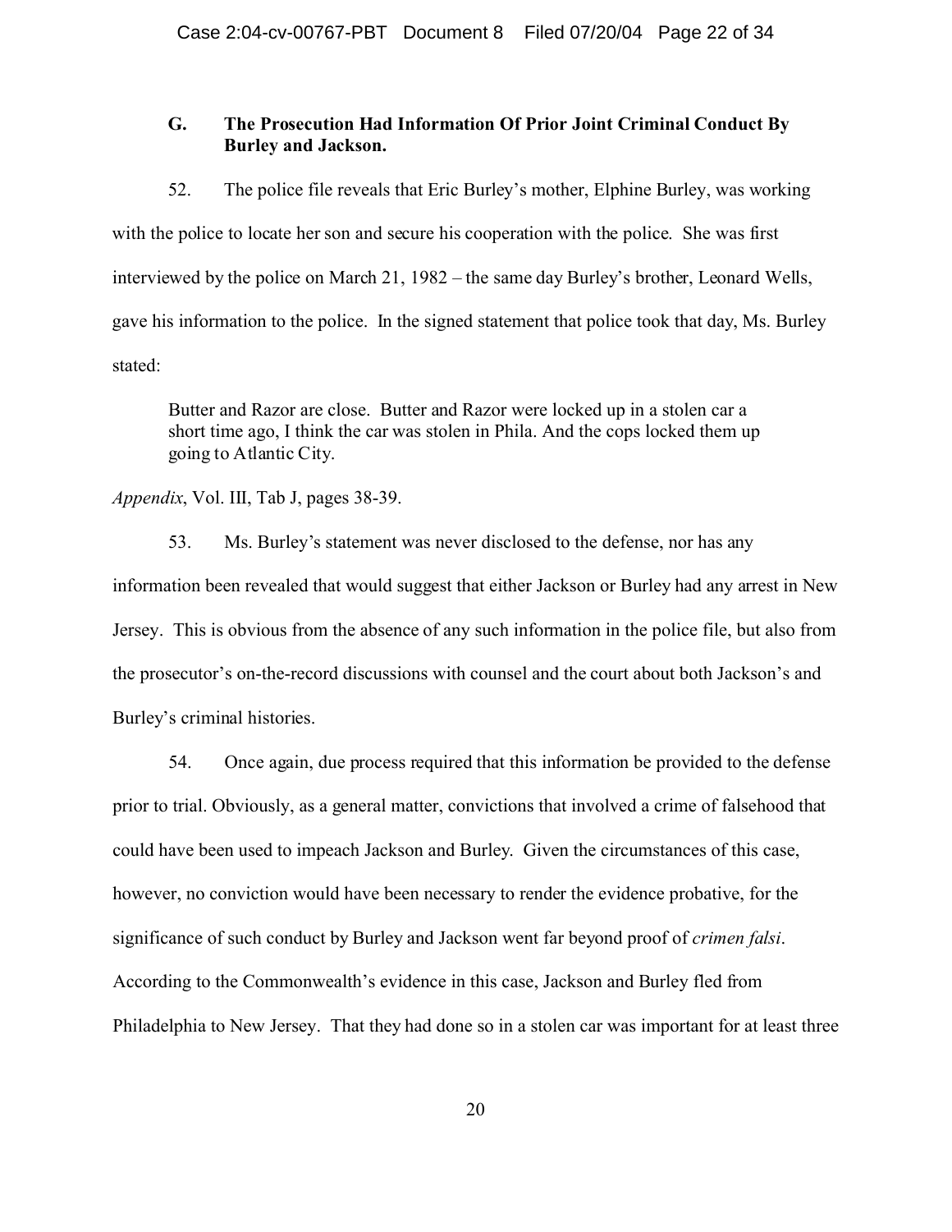### G. The Prosecution Had Information Of Prior Joint Criminal Conduct By Burley and Jackson.

52. The police file reveals that Eric Burley's mother, Elphine Burley, was working with the police to locate her son and secure his cooperation with the police. She was first interviewed by the police on March 21, 1982 – the same day Burley's brother, Leonard Wells, gave his information to the police. In the signed statement that police took that day, Ms. Burley stated:

> Butter and Razor are close. Butter and Razor were locked up in a stolen car a short time ago, I think the car was stolen in Phila. And the cops locked them up going to Atlantic City.

*Appendix*, Vol. III, Tab J, pages 38-39.

53. Ms. Burley's statement was never disclosed to the defense, nor has any information been revealed that would suggest that either Jackson or Burley had any arrest in New Jersey. This is obvious from the absence of any such information in the police file, but also from the prosecutor's on-the-record discussions with counsel and the court about both Jackson's and Burley's criminal histories.

54. Once again, due process required that this information be provided to the defense prior to trial. Obviously, as a general matter, convictions that involved a crime of falsehood that could have been used to impeach Jackson and Burley. Given the circumstances of this case, however, no conviction would have been necessary to render the evidence probative, for the significance of such conduct by Burley and Jackson went far beyond proof of *crimen falsi*. According to the Commonwealth's evidence in this case, Jackson and Burley fled from Philadelphia to New Jersey. That they had done so in a stolen car was important for at least three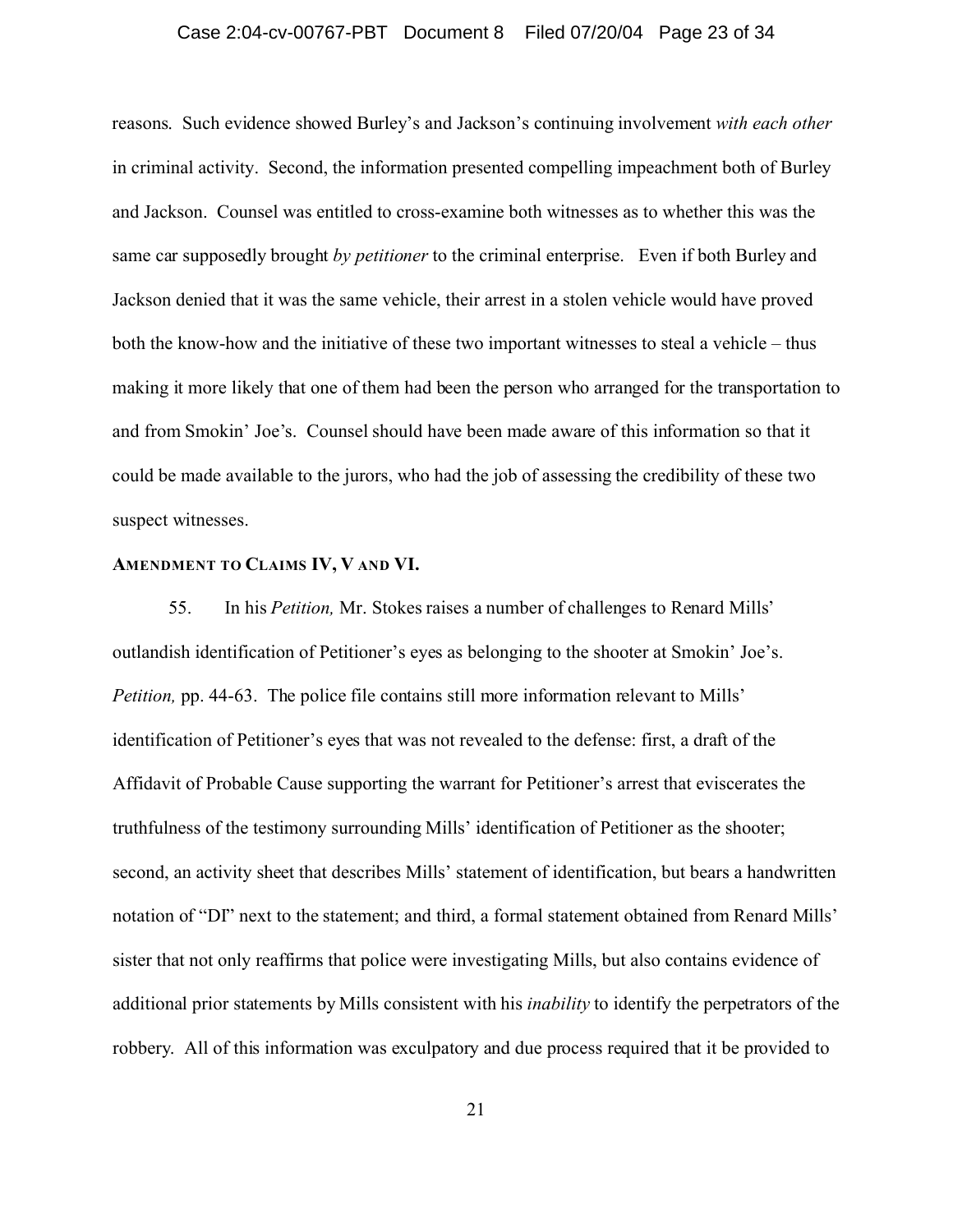reasons. Such evidence showed Burley's and Jackson's continuing involvement *with each other* in criminal activity. Second, the information presented compelling impeachment both of Burley and Jackson. Counsel was entitled to cross-examine both witnesses as to whether this was the same car supposedly brought *by petitioner* to the criminal enterprise. Even if both Burley and Jackson denied that it was the same vehicle, their arrest in a stolen vehicle would have proved both the know-how and the initiative of these two important witnesses to steal a vehicle – thus making it more likely that one of them had been the person who arranged for the transportation to and from Smokin' Joe's. Counsel should have been made aware of this information so that it could be made available to the jurors, who had the job of assessing the credibility of these two suspect witnesses.

**AMENDMENT TO CLAIMS IV, V AND VI.**

55. In his *Petition,* Mr. Stokes raises a number of challenges to Renard Mills' outlandish identification of Petitioner's eyes as belonging to the shooter at Smokin' Joe's. *Petition,* pp. 44-63. The police file contains still more information relevant to Mills' identification of Petitioner's eyes that was not revealed to the defense: first, a draft of the Affidavit of Probable Cause supporting the warrant for Petitioner's arrest that eviscerates the truthfulness of the testimony surrounding Mills' identification of Petitioner as the shooter; second, an activity sheet that describes Mills' statement of identification, but bears a handwritten notation of "DI" next to the statement; and third, a formal statement obtained from Renard Mills' sister that not only reaffirms that police were investigating Mills, but also contains evidence of additional prior statements by Mills consistent with his *inability* to identify the perpetrators of the robbery. All of this information was exculpatory and due process required that it be provided to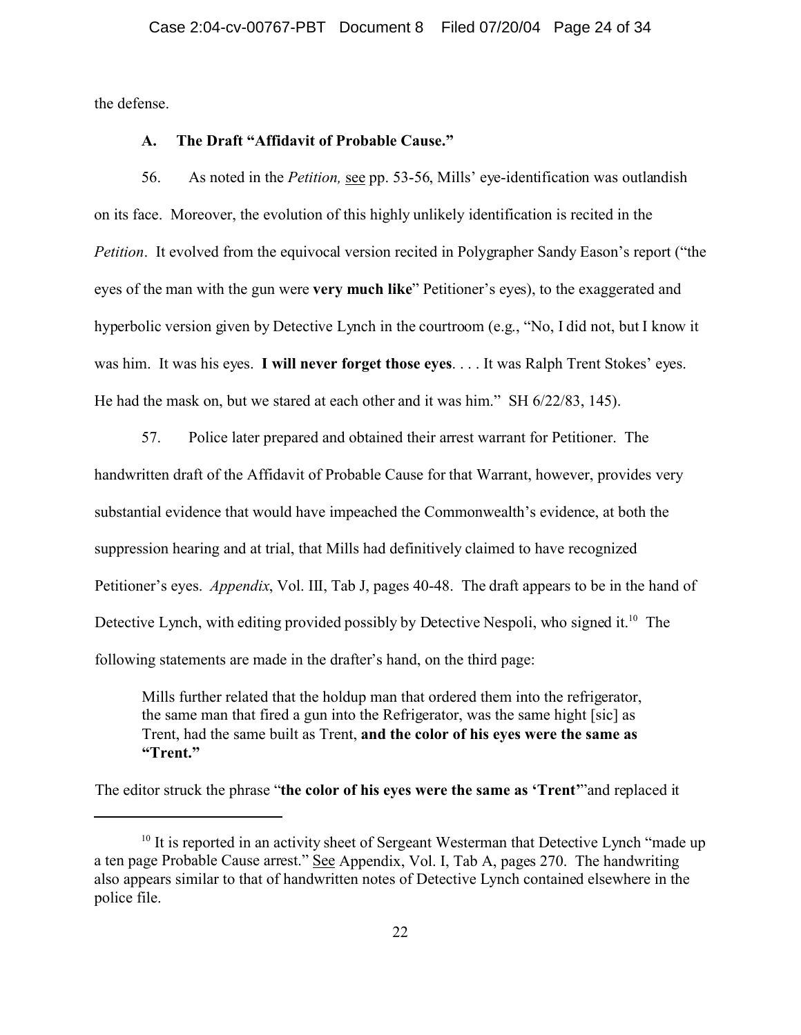the defense.

### A. The Draft "Affidavit of Probable Cause."

56. As noted in the *Petition,* see pp. 53-56, Mills' eye-identification was outlandish on its face. Moreover, the evolution of this highly unlikely identification is recited in the *Petition*. It evolved from the equivocal version recited in Polygrapher Sandy Eason's report ("the eyes of the man with the gun were **very much like**" Petitioner's eyes), to the exaggerated and hyperbolic version given by Detective Lynch in the courtroom (e.g., "No, I did not, but I know it was him. It was his eyes. **I will never forget those eyes**. . . . It was Ralph Trent Stokes' eyes. He had the mask on, but we stared at each other and it was him." SH 6/22/83, 145).

57. Police later prepared and obtained their arrest warrant for Petitioner. The handwritten draft of the Affidavit of Probable Cause for that Warrant, however, provides very substantial evidence that would have impeached the Commonwealth's evidence, at both the suppression hearing and at trial, that Mills had definitively claimed to have recognized Petitioner's eyes. *Appendix*, Vol. III, Tab J, pages 40-48. The draft appears to be in the hand of Detective Lynch, with editing provided possibly by Detective Nespoli, who signed it.[10] The following statements are made in the drafter's hand, on the third page:

> Mills further related that the holdup man that ordered them into the refrigerator, the same man that fired a gun into the Refrigerator, was the same hight [sic] as Trent, had the same built as Trent, **and the color of his eyes were the same as "Trent."**

The editor struck the phrase "**the color of his eyes were the same as 'Trent'**"and replaced it

---

[10] It is reported in an activity sheet of Sergeant Westerman that Detective Lynch "made up a ten page Probable Cause arrest." See Appendix, Vol. I, Tab A, pages 270. The handwriting also appears similar to that of handwritten notes of Detective Lynch contained elsewhere in the police file.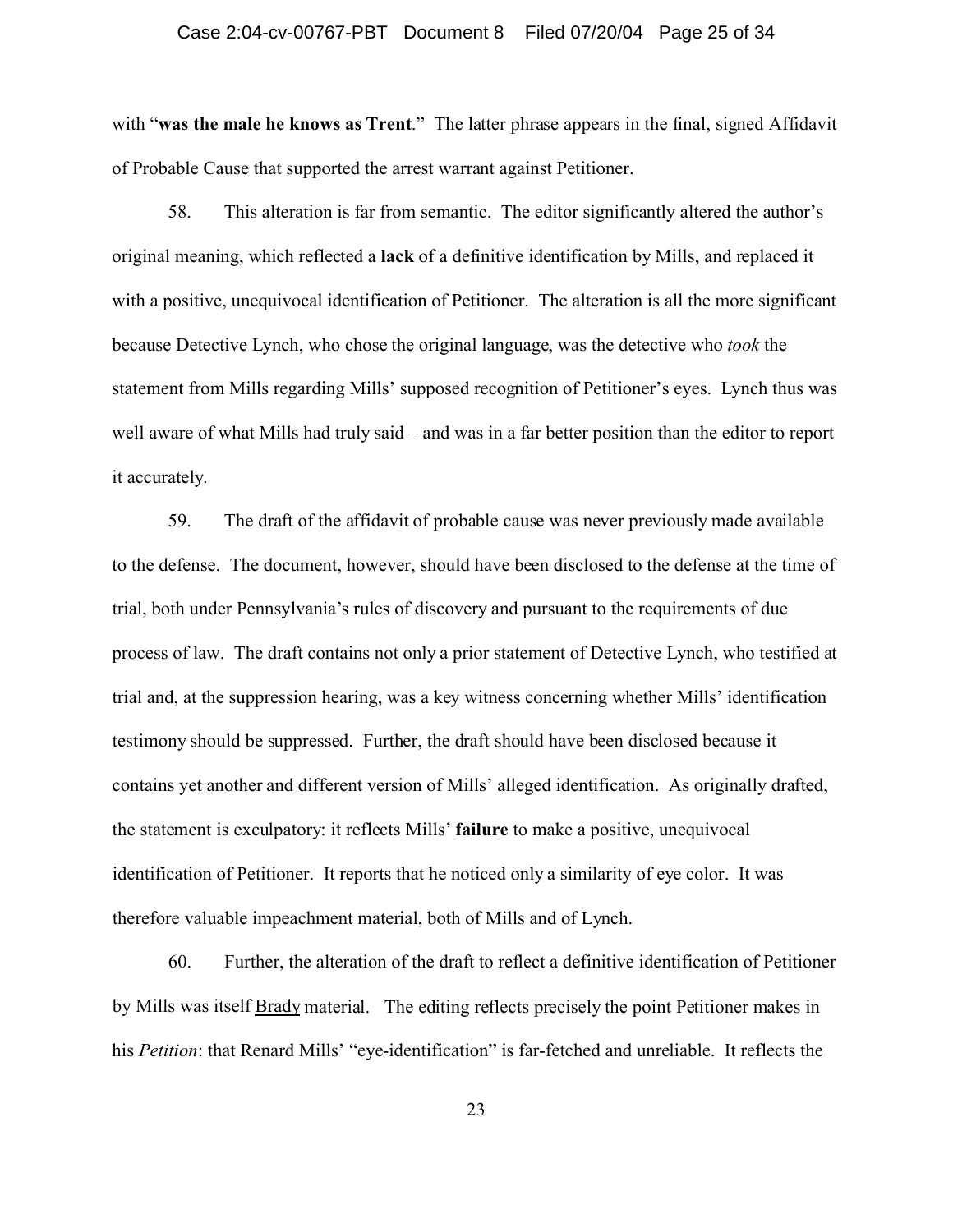with "**was the male he knows as Trent**." The latter phrase appears in the final, signed Affidavit of Probable Cause that supported the arrest warrant against Petitioner.

58. This alteration is far from semantic. The editor significantly altered the author's original meaning, which reflected a **lack** of a definitive identification by Mills, and replaced it with a positive, unequivocal identification of Petitioner. The alteration is all the more significant because Detective Lynch, who chose the original language, was the detective who *took* the statement from Mills regarding Mills' supposed recognition of Petitioner's eyes. Lynch thus was well aware of what Mills had truly said – and was in a far better position than the editor to report it accurately.

59. The draft of the affidavit of probable cause was never previously made available to the defense. The document, however, should have been disclosed to the defense at the time of trial, both under Pennsylvania's rules of discovery and pursuant to the requirements of due process of law. The draft contains not only a prior statement of Detective Lynch, who testified at trial and, at the suppression hearing, was a key witness concerning whether Mills' identification testimony should be suppressed. Further, the draft should have been disclosed because it contains yet another and different version of Mills' alleged identification. As originally drafted, the statement is exculpatory: it reflects Mills' **failure** to make a positive, unequivocal identification of Petitioner. It reports that he noticed only a similarity of eye color. It was therefore valuable impeachment material, both of Mills and of Lynch.

60. Further, the alteration of the draft to reflect a definitive identification of Petitioner by Mills was itself Brady material. The editing reflects precisely the point Petitioner makes in his *Petition*: that Renard Mills' "eye-identification" is far-fetched and unreliable. It reflects the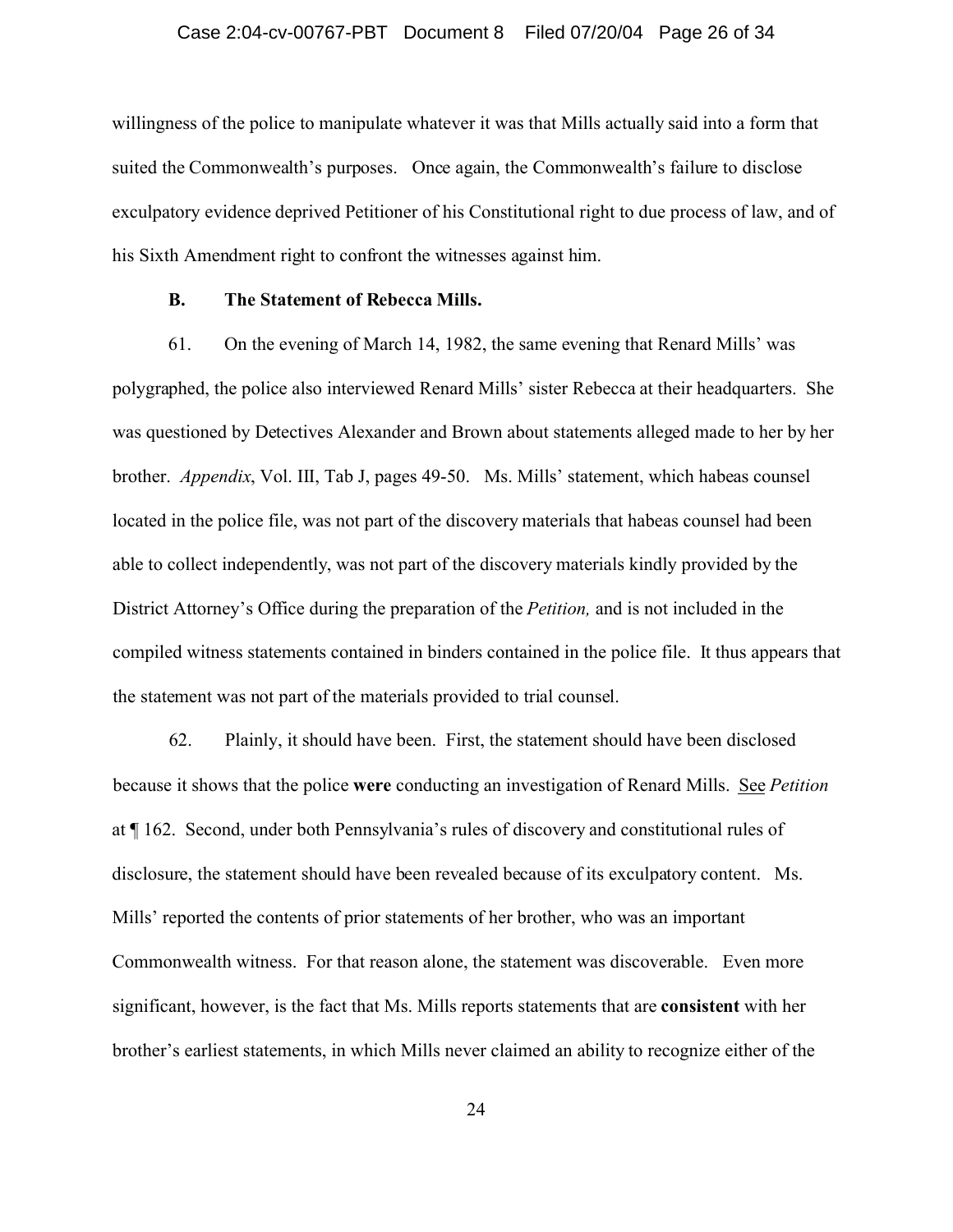willingness of the police to manipulate whatever it was that Mills actually said into a form that suited the Commonwealth's purposes. Once again, the Commonwealth's failure to disclose exculpatory evidence deprived Petitioner of his Constitutional right to due process of law, and of his Sixth Amendment right to confront the witnesses against him.

### B. The Statement of Rebecca Mills.

61. On the evening of March 14, 1982, the same evening that Renard Mills' was polygraphed, the police also interviewed Renard Mills' sister Rebecca at their headquarters. She was questioned by Detectives Alexander and Brown about statements alleged made to her by her brother. *Appendix*, Vol. III, Tab J, pages 49-50. Ms. Mills' statement, which habeas counsel located in the police file, was not part of the discovery materials that habeas counsel had been able to collect independently, was not part of the discovery materials kindly provided by the District Attorney's Office during the preparation of the *Petition,* and is not included in the compiled witness statements contained in binders contained in the police file. It thus appears that the statement was not part of the materials provided to trial counsel.

62. Plainly, it should have been. First, the statement should have been disclosed because it shows that the police **were** conducting an investigation of Renard Mills. See *Petition* at ¶ 162. Second, under both Pennsylvania's rules of discovery and constitutional rules of disclosure, the statement should have been revealed because of its exculpatory content. Ms. Mills' reported the contents of prior statements of her brother, who was an important Commonwealth witness. For that reason alone, the statement was discoverable. Even more significant, however, is the fact that Ms. Mills reports statements that are **consistent** with her brother's earliest statements, in which Mills never claimed an ability to recognize either of the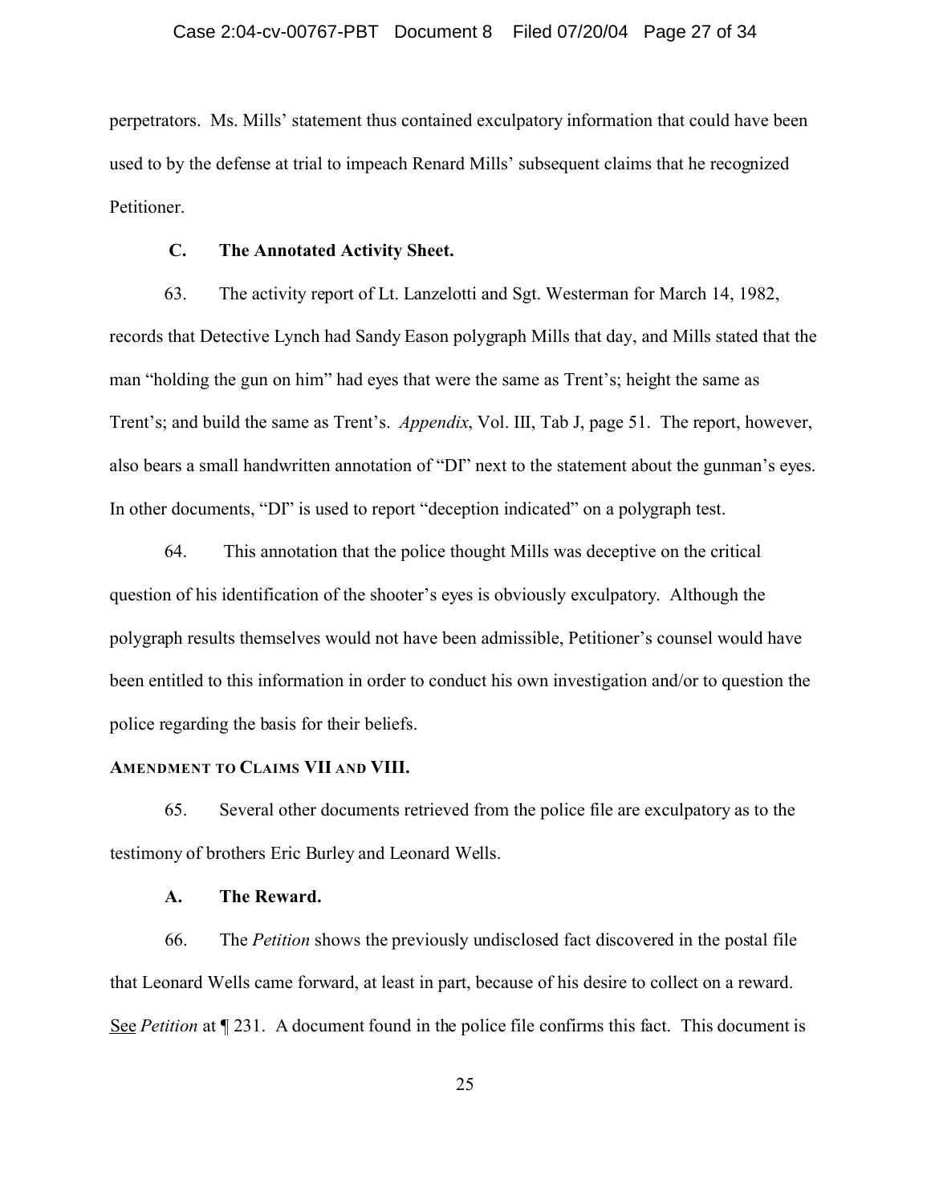perpetrators. Ms. Mills' statement thus contained exculpatory information that could have been used to by the defense at trial to impeach Renard Mills' subsequent claims that he recognized Petitioner.

### C. The Annotated Activity Sheet.

63. The activity report of Lt. Lanzelotti and Sgt. Westerman for March 14, 1982, records that Detective Lynch had Sandy Eason polygraph Mills that day, and Mills stated that the man "holding the gun on him" had eyes that were the same as Trent's; height the same as Trent's; and build the same as Trent's. *Appendix*, Vol. III, Tab J, page 51. The report, however, also bears a small handwritten annotation of "DI" next to the statement about the gunman's eyes. In other documents, "DI" is used to report "deception indicated" on a polygraph test.

64. This annotation that the police thought Mills was deceptive on the critical question of his identification of the shooter's eyes is obviously exculpatory. Although the polygraph results themselves would not have been admissible, Petitioner's counsel would have been entitled to this information in order to conduct his own investigation and/or to question the police regarding the basis for their beliefs.

## AMENDMENT TO CLAIMS VII AND VIII.

65. Several other documents retrieved from the police file are exculpatory as to the testimony of brothers Eric Burley and Leonard Wells.

### A. The Reward.

66. The *Petition* shows the previously undisclosed fact discovered in the postal file that Leonard Wells came forward, at least in part, because of his desire to collect on a reward. See *Petition* at ¶ 231. A document found in the police file confirms this fact. This document is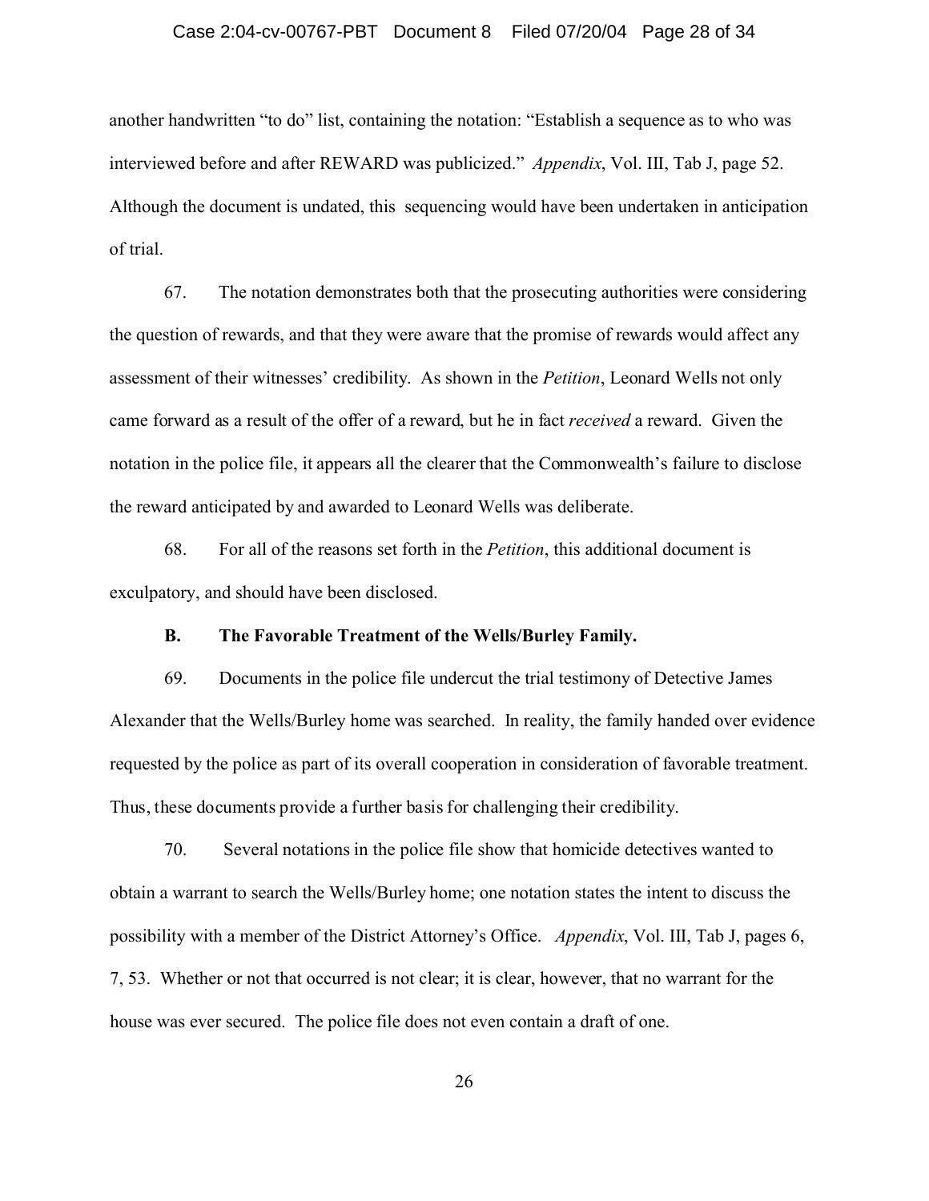another handwritten "to do" list, containing the notation: "Establish a sequence as to who was interviewed before and after REWARD was publicized." *Appendix*, Vol. III, Tab J, page 52. Although the document is undated, this sequencing would have been undertaken in anticipation of trial.

67. The notation demonstrates both that the prosecuting authorities were considering the question of rewards, and that they were aware that the promise of rewards would affect any assessment of their witnesses' credibility. As shown in the *Petition*, Leonard Wells not only came forward as a result of the offer of a reward, but he in fact *received* a reward. Given the notation in the police file, it appears all the clearer that the Commonwealth's failure to disclose the reward anticipated by and awarded to Leonard Wells was deliberate.

68. For all of the reasons set forth in the *Petition*, this additional document is exculpatory, and should have been disclosed.

**B. The Favorable Treatment of the Wells/Burley Family.**

69. Documents in the police file undercut the trial testimony of Detective James Alexander that the Wells/Burley home was searched. In reality, the family handed over evidence requested by the police as part of its overall cooperation in consideration of favorable treatment. Thus, these documents provide a further basis for challenging their credibility.

70. Several notations in the police file show that homicide detectives wanted to obtain a warrant to search the Wells/Burley home; one notation states the intent to discuss the possibility with a member of the District Attorney's Office. *Appendix*, Vol. III, Tab J, pages 6, 7, 53. Whether or not that occurred is not clear; it is clear, however, that no warrant for the house was ever secured. The police file does not even contain a draft of one.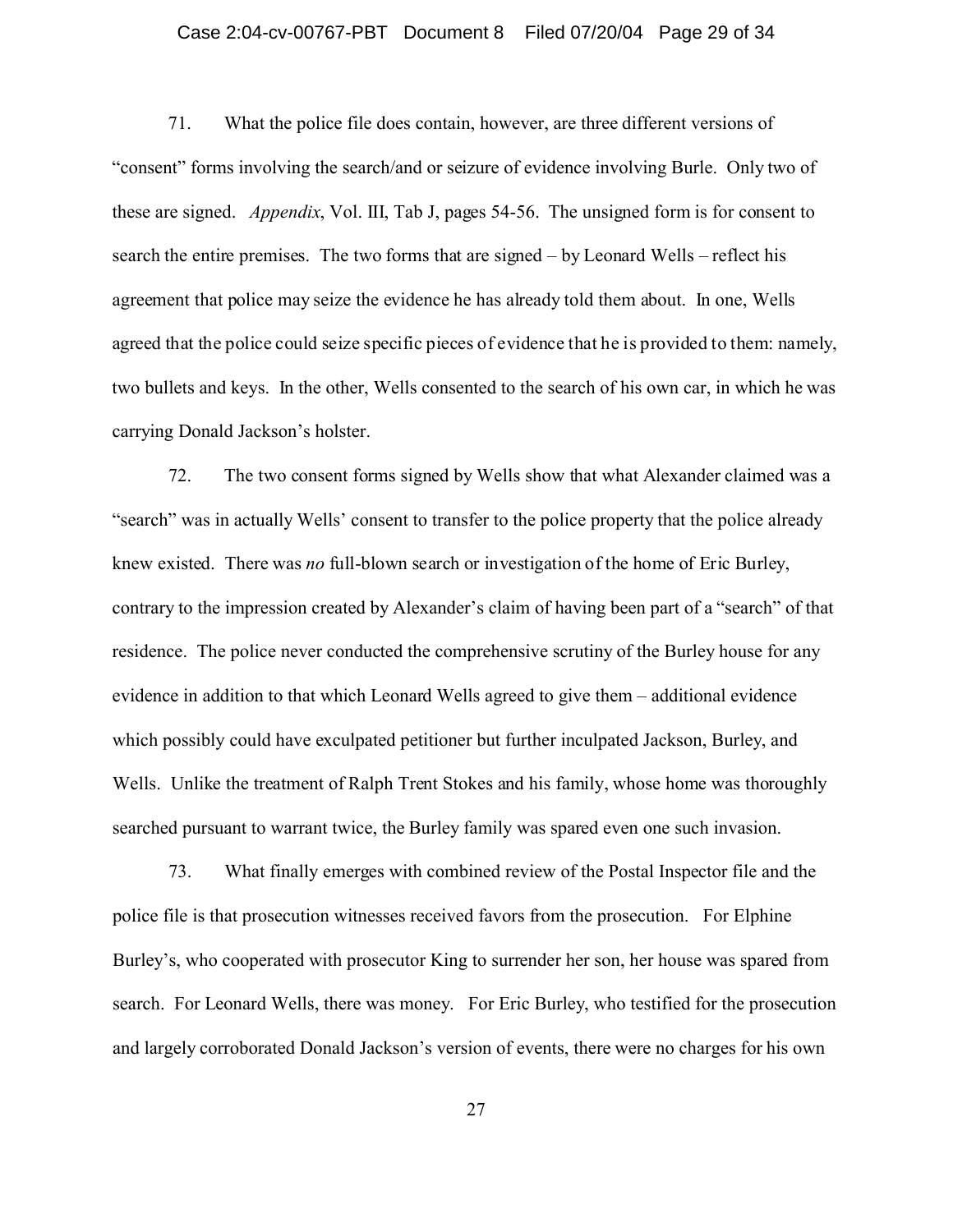71. What the police file does contain, however, are three different versions of "consent" forms involving the search/and or seizure of evidence involving Burle. Only two of these are signed. *Appendix*, Vol. III, Tab J, pages 54-56. The unsigned form is for consent to search the entire premises. The two forms that are signed – by Leonard Wells – reflect his agreement that police may seize the evidence he has already told them about. In one, Wells agreed that the police could seize specific pieces of evidence that he is provided to them: namely, two bullets and keys. In the other, Wells consented to the search of his own car, in which he was carrying Donald Jackson's holster.

72. The two consent forms signed by Wells show that what Alexander claimed was a "search" was in actually Wells' consent to transfer to the police property that the police already knew existed. There was *no* full-blown search or investigation of the home of Eric Burley, contrary to the impression created by Alexander's claim of having been part of a "search" of that residence. The police never conducted the comprehensive scrutiny of the Burley house for any evidence in addition to that which Leonard Wells agreed to give them – additional evidence which possibly could have exculpated petitioner but further inculpated Jackson, Burley, and Wells. Unlike the treatment of Ralph Trent Stokes and his family, whose home was thoroughly searched pursuant to warrant twice, the Burley family was spared even one such invasion.

73. What finally emerges with combined review of the Postal Inspector file and the police file is that prosecution witnesses received favors from the prosecution. For Elphine Burley's, who cooperated with prosecutor King to surrender her son, her house was spared from search. For Leonard Wells, there was money. For Eric Burley, who testified for the prosecution and largely corroborated Donald Jackson's version of events, there were no charges for his own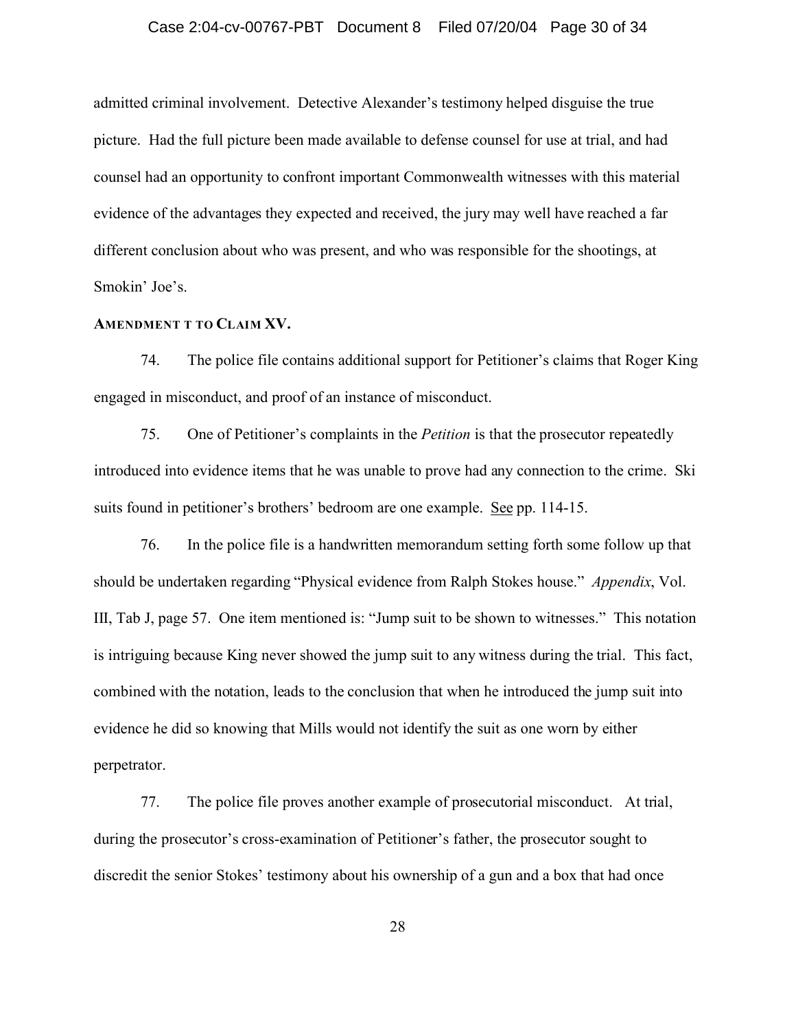admitted criminal involvement. Detective Alexander's testimony helped disguise the true picture. Had the full picture been made available to defense counsel for use at trial, and had counsel had an opportunity to confront important Commonwealth witnesses with this material evidence of the advantages they expected and received, the jury may well have reached a far different conclusion about who was present, and who was responsible for the shootings, at Smokin' Joe's.

**AMENDMENT T TO CLAIM XV.**

74. The police file contains additional support for Petitioner's claims that Roger King engaged in misconduct, and proof of an instance of misconduct.

75. One of Petitioner's complaints in the *Petition* is that the prosecutor repeatedly introduced into evidence items that he was unable to prove had any connection to the crime. Ski suits found in petitioner's brothers' bedroom are one example. See pp. 114-15.

76. In the police file is a handwritten memorandum setting forth some follow up that should be undertaken regarding "Physical evidence from Ralph Stokes house." *Appendix*, Vol. III, Tab J, page 57. One item mentioned is: "Jump suit to be shown to witnesses." This notation is intriguing because King never showed the jump suit to any witness during the trial. This fact, combined with the notation, leads to the conclusion that when he introduced the jump suit into evidence he did so knowing that Mills would not identify the suit as one worn by either perpetrator.

77. The police file proves another example of prosecutorial misconduct. At trial, during the prosecutor's cross-examination of Petitioner's father, the prosecutor sought to discredit the senior Stokes' testimony about his ownership of a gun and a box that had once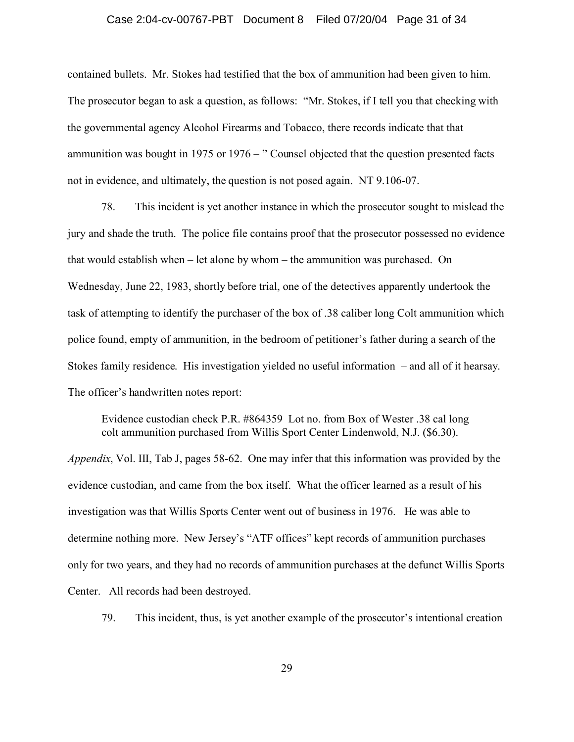contained bullets. Mr. Stokes had testified that the box of ammunition had been given to him. The prosecutor began to ask a question, as follows: "Mr. Stokes, if I tell you that checking with the governmental agency Alcohol Firearms and Tobacco, there records indicate that that ammunition was bought in 1975 or 1976 – " Counsel objected that the question presented facts not in evidence, and ultimately, the question is not posed again. NT 9.106-07.

78. This incident is yet another instance in which the prosecutor sought to mislead the jury and shade the truth. The police file contains proof that the prosecutor possessed no evidence that would establish when – let alone by whom – the ammunition was purchased. On Wednesday, June 22, 1983, shortly before trial, one of the detectives apparently undertook the task of attempting to identify the purchaser of the box of .38 caliber long Colt ammunition which police found, empty of ammunition, in the bedroom of petitioner's father during a search of the Stokes family residence. His investigation yielded no useful information – and all of it hearsay. The officer's handwritten notes report:

> Evidence custodian check P.R. #864359 Lot no. from Box of Wester .38 cal long colt ammunition purchased from Willis Sport Center Lindenwold, N.J. ($6.30).

*Appendix*, Vol. III, Tab J, pages 58-62. One may infer that this information was provided by the evidence custodian, and came from the box itself. What the officer learned as a result of his investigation was that Willis Sports Center went out of business in 1976. He was able to determine nothing more. New Jersey's "ATF offices" kept records of ammunition purchases only for two years, and they had no records of ammunition purchases at the defunct Willis Sports Center. All records had been destroyed.

79. This incident, thus, is yet another example of the prosecutor's intentional creation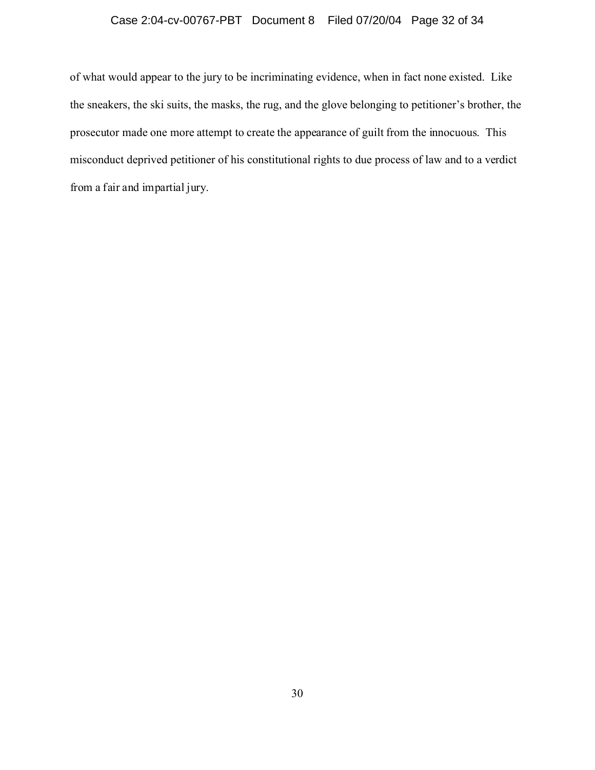of what would appear to the jury to be incriminating evidence, when in fact none existed. Like the sneakers, the ski suits, the masks, the rug, and the glove belonging to petitioner's brother, the prosecutor made one more attempt to create the appearance of guilt from the innocuous. This misconduct deprived petitioner of his constitutional rights to due process of law and to a verdict from a fair and impartial jury.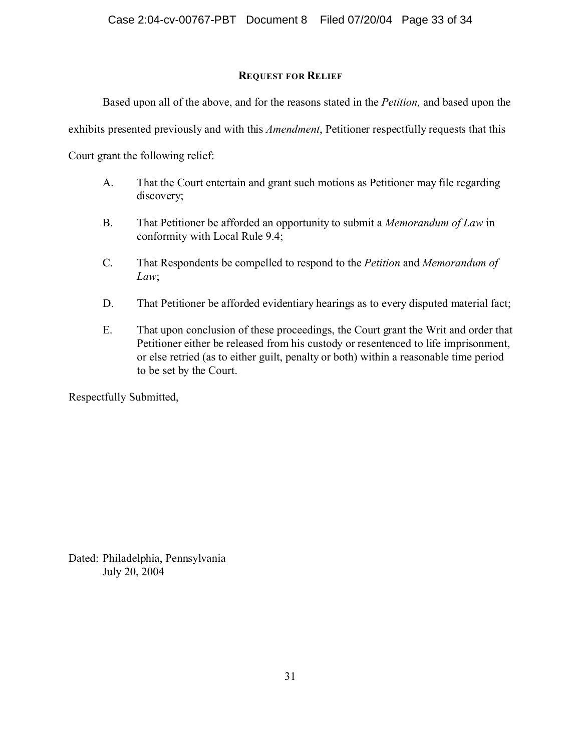## REQUEST FOR RELIEF

Based upon all of the above, and for the reasons stated in the *Petition,* and based upon the exhibits presented previously and with this *Amendment*, Petitioner respectfully requests that this Court grant the following relief:

A. That the Court entertain and grant such motions as Petitioner may file regarding discovery;

B. That Petitioner be afforded an opportunity to submit a *Memorandum of Law* in conformity with Local Rule 9.4;

C. That Respondents be compelled to respond to the *Petition* and *Memorandum of Law*;

D. That Petitioner be afforded evidentiary hearings as to every disputed material fact;

E. That upon conclusion of these proceedings, the Court grant the Writ and order that Petitioner either be released from his custody or resentenced to life imprisonment, or else retried (as to either guilt, penalty or both) within a reasonable time period to be set by the Court.

Respectfully Submitted,

Dated: Philadelphia, Pennsylvania
July 20, 2004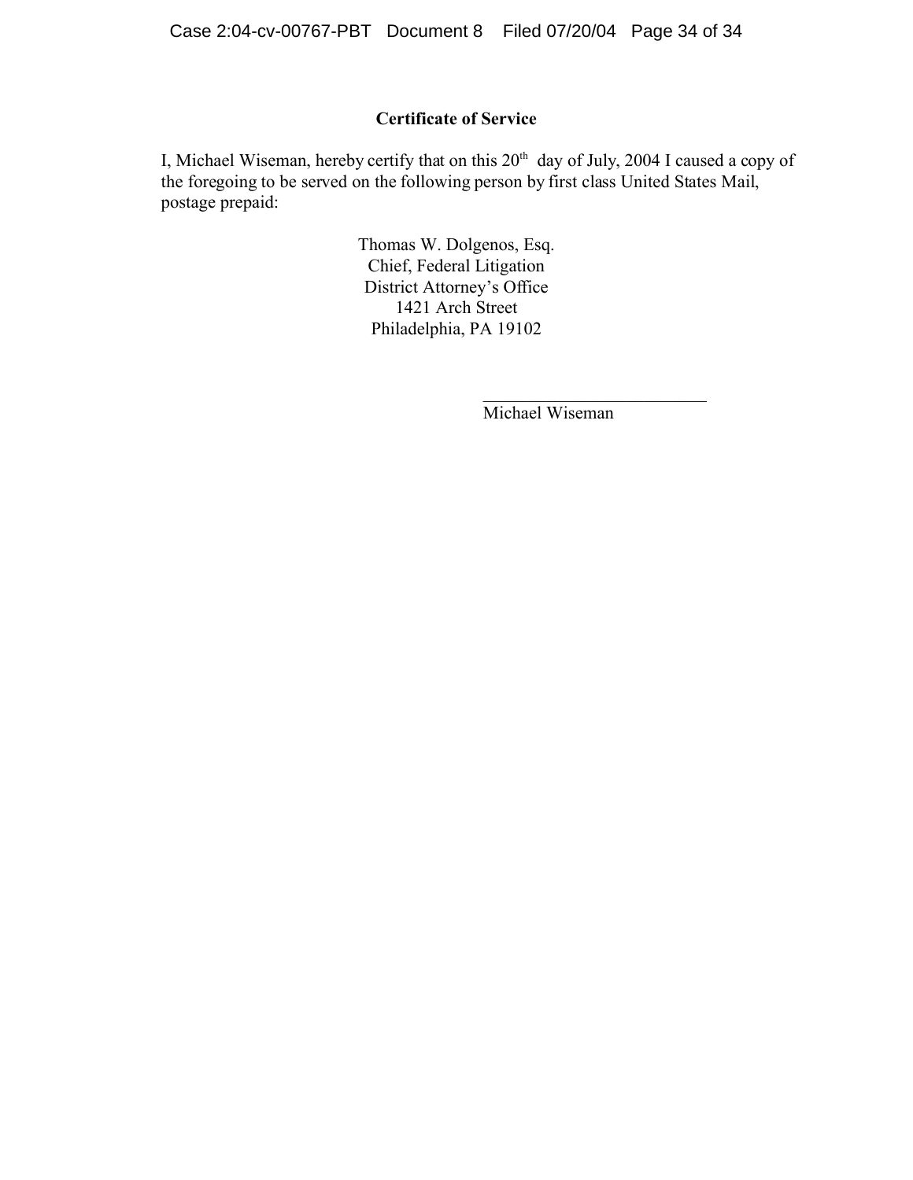## Certificate of Service

I, Michael Wiseman, hereby certify that on this 20th day of July, 2004 I caused a copy of the foregoing to be served on the following person by first class United States Mail, postage prepaid:

Thomas W. Dolgenos, Esq.
Chief, Federal Litigation
District Attorney's Office
1421 Arch Street
Philadelphia, PA 19102

\_\_\_\_\_\_\_\_\_\_\_\_\_\_\_\_\_\_\_\_\_\_\_\_\_\_
Michael Wiseman